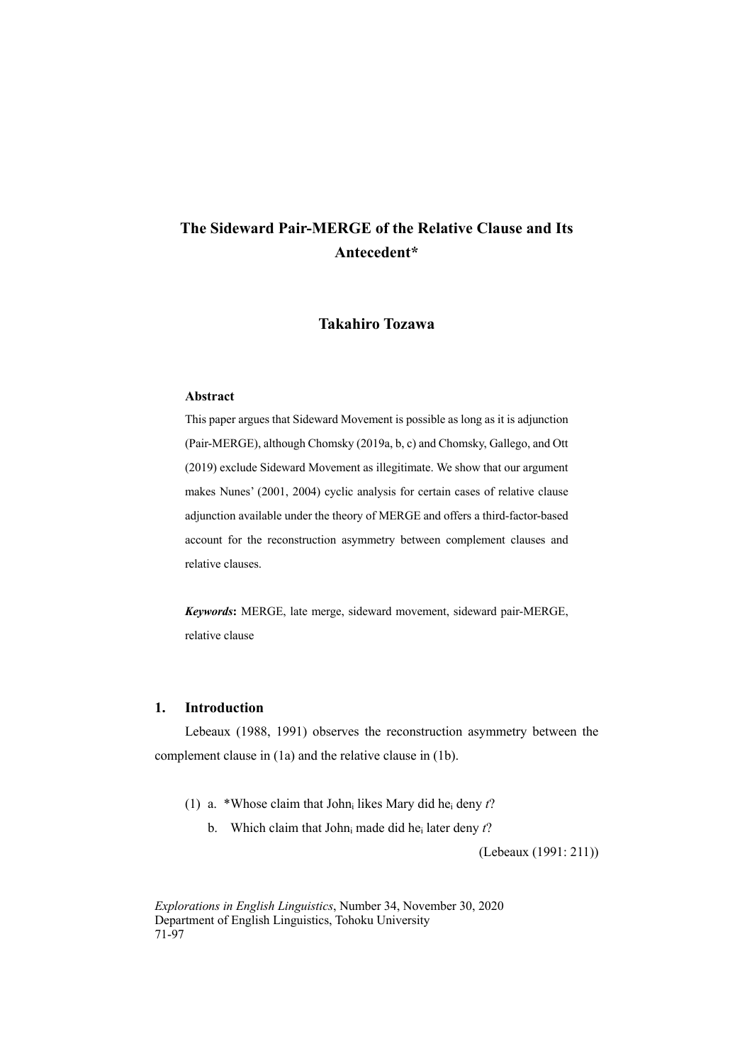# The Sideward Pair-MERGE of the Relative Clause and Its Antecedent*

**Takahiro Tozawa**

**Abstract**

This paper argues that Sideward Movement is possible as long as it is adjunction (Pair-MERGE), although Chomsky (2019a, b, c) and Chomsky, Gallego, and Ott (2019) exclude Sideward Movement as illegitimate. We show that our argument makes Nunes' (2001, 2004) cyclic analysis for certain cases of relative clause adjunction available under the theory of MERGE and offers a third-factor-based account for the reconstruction asymmetry between complement clauses and relative clauses.

***Keywords*:** MERGE, late merge, sideward movement, sideward pair-MERGE, relative clause

## 1. Introduction

Lebeaux (1988, 1991) observes the reconstruction asymmetry between the complement clause in (1a) and the relative clause in (1b).

(1) a. *Whose claim that John$_i$ likes Mary did he$_i$ deny *t*?

b. Which claim that John$_i$ made did he$_i$ later deny *t*?

(Lebeaux (1991: 211))

*Explorations in English Linguistics*, Number 34, November 30, 2020
Department of English Linguistics, Tohoku University
71-97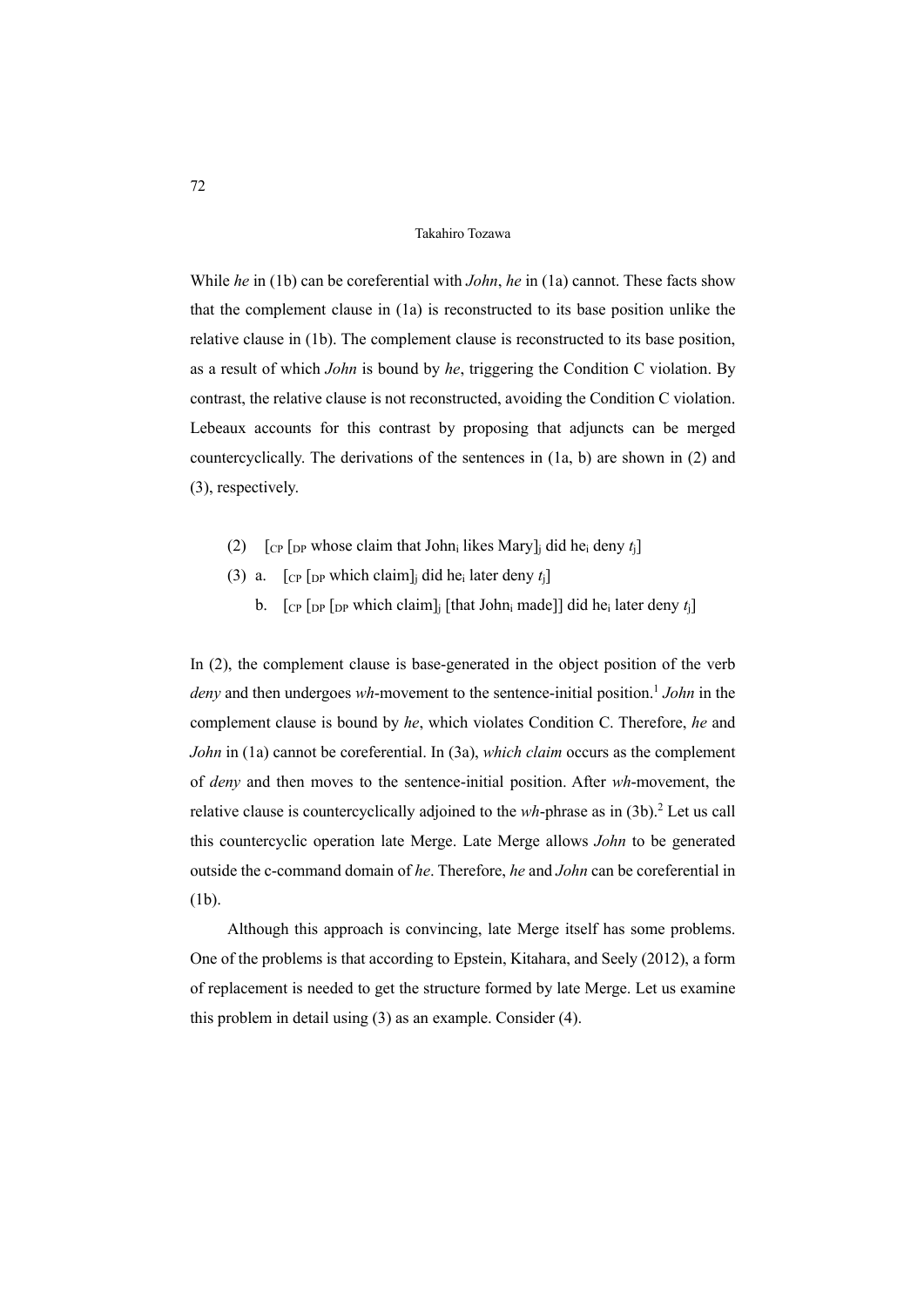While *he* in (1b) can be coreferential with *John*, *he* in (1a) cannot. These facts show that the complement clause in (1a) is reconstructed to its base position unlike the relative clause in (1b). The complement clause is reconstructed to its base position, as a result of which *John* is bound by *he*, triggering the Condition C violation. By contrast, the relative clause is not reconstructed, avoiding the Condition C violation. Lebeaux accounts for this contrast by proposing that adjuncts can be merged countercyclically. The derivations of the sentences in (1a, b) are shown in (2) and (3), respectively.

(2) $[_{CP}$ $[_{DP}$ whose claim that John$_i$ likes Mary$]_j$ did he$_i$ deny $t_j]$

(3) a. $[_{CP}$ $[_{DP}$ which claim$]_j$ did he$_i$ later deny $t_j]$

b. $[_{CP}$ $[_{DP}$ $[_{DP}$ which claim$]_j$ [that John$_i$ made]] did he$_i$ later deny $t_j]$

In (2), the complement clause is base-generated in the object position of the verb *deny* and then undergoes *wh*-movement to the sentence-initial position.[1] *John* in the complement clause is bound by *he*, which violates Condition C. Therefore, *he* and *John* in (1a) cannot be coreferential. In (3a), *which claim* occurs as the complement of *deny* and then moves to the sentence-initial position. After *wh*-movement, the relative clause is countercyclically adjoined to the *wh*-phrase as in (3b).[2] Let us call this countercyclic operation late Merge. Late Merge allows *John* to be generated outside the c-command domain of *he*. Therefore, *he* and *John* can be coreferential in (1b).

Although this approach is convincing, late Merge itself has some problems. One of the problems is that according to Epstein, Kitahara, and Seely (2012), a form of replacement is needed to get the structure formed by late Merge. Let us examine this problem in detail using (3) as an example. Consider (4).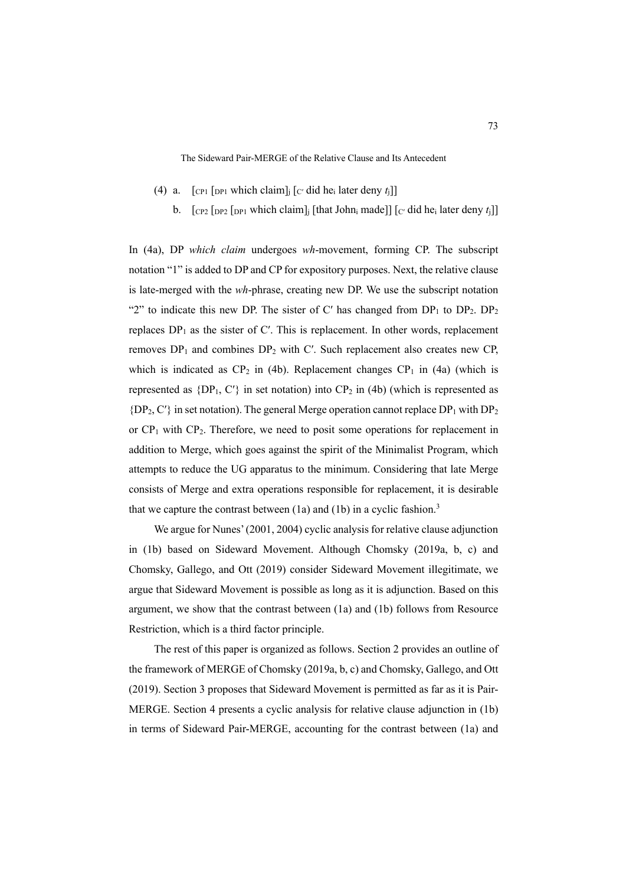(4) a. $[_{CP1}$ $[_{DP1}$ which claim$]_j$ $[_{C'}$ did he$_i$ later deny $t_j$]]

b. $[_{CP2}$ $[_{DP2}$ $[_{DP1}$ which claim$]_j$ [that John$_i$ made]] $[_{C'}$ did he$_i$ later deny $t_j$]]

In (4a), DP *which claim* undergoes *wh*-movement, forming CP. The subscript notation "1" is added to DP and CP for expository purposes. Next, the relative clause is late-merged with the *wh*-phrase, creating new DP. We use the subscript notation "2" to indicate this new DP. The sister of C′ has changed from $DP_1$ to $DP_2$. $DP_2$ replaces $DP_1$ as the sister of C′. This is replacement. In other words, replacement removes $DP_1$ and combines $DP_2$ with C′. Such replacement also creates new CP, which is indicated as $CP_2$ in (4b). Replacement changes $CP_1$ in (4a) (which is represented as $\{DP_1, C'\}$ in set notation) into $CP_2$ in (4b) (which is represented as $\{DP_2, C'\}$ in set notation). The general Merge operation cannot replace $DP_1$ with $DP_2$ or $CP_1$ with $CP_2$. Therefore, we need to posit some operations for replacement in addition to Merge, which goes against the spirit of the Minimalist Program, which attempts to reduce the UG apparatus to the minimum. Considering that late Merge consists of Merge and extra operations responsible for replacement, it is desirable that we capture the contrast between (1a) and (1b) in a cyclic fashion.[3]

We argue for Nunes' (2001, 2004) cyclic analysis for relative clause adjunction in (1b) based on Sideward Movement. Although Chomsky (2019a, b, c) and Chomsky, Gallego, and Ott (2019) consider Sideward Movement illegitimate, we argue that Sideward Movement is possible as long as it is adjunction. Based on this argument, we show that the contrast between (1a) and (1b) follows from Resource Restriction, which is a third factor principle.

The rest of this paper is organized as follows. Section 2 provides an outline of the framework of MERGE of Chomsky (2019a, b, c) and Chomsky, Gallego, and Ott (2019). Section 3 proposes that Sideward Movement is permitted as far as it is Pair-MERGE. Section 4 presents a cyclic analysis for relative clause adjunction in (1b) in terms of Sideward Pair-MERGE, accounting for the contrast between (1a) and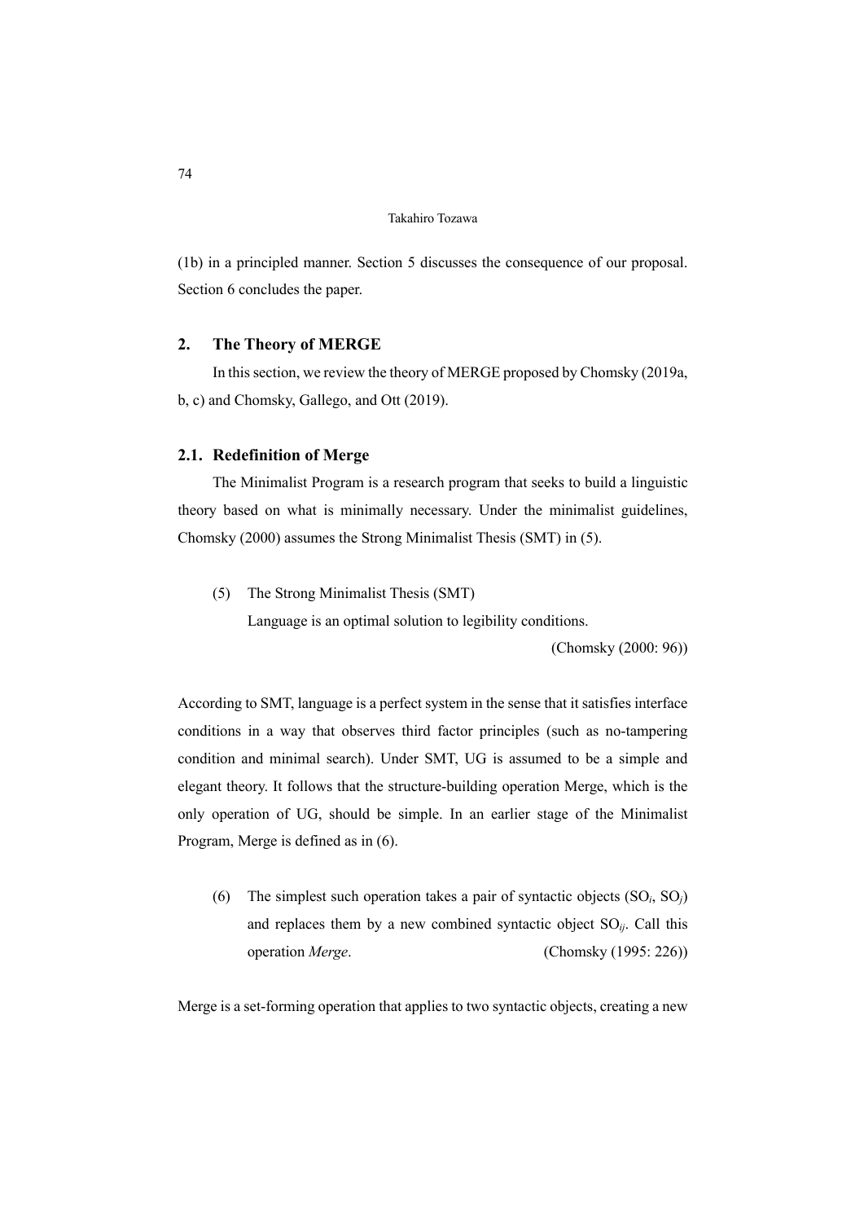(1b) in a principled manner. Section 5 discusses the consequence of our proposal. Section 6 concludes the paper.

## 2. The Theory of MERGE

In this section, we review the theory of MERGE proposed by Chomsky (2019a, b, c) and Chomsky, Gallego, and Ott (2019).

### 2.1. Redefinition of Merge

The Minimalist Program is a research program that seeks to build a linguistic theory based on what is minimally necessary. Under the minimalist guidelines, Chomsky (2000) assumes the Strong Minimalist Thesis (SMT) in (5).

(5) The Strong Minimalist Thesis (SMT)
Language is an optimal solution to legibility conditions.
(Chomsky (2000: 96))

According to SMT, language is a perfect system in the sense that it satisfies interface conditions in a way that observes third factor principles (such as no-tampering condition and minimal search). Under SMT, UG is assumed to be a simple and elegant theory. It follows that the structure-building operation Merge, which is the only operation of UG, should be simple. In an earlier stage of the Minimalist Program, Merge is defined as in (6).

(6) The simplest such operation takes a pair of syntactic objects ($SO_i$, $SO_j$) and replaces them by a new combined syntactic object $SO_{ij}$. Call this operation *Merge*. (Chomsky (1995: 226))

Merge is a set-forming operation that applies to two syntactic objects, creating a new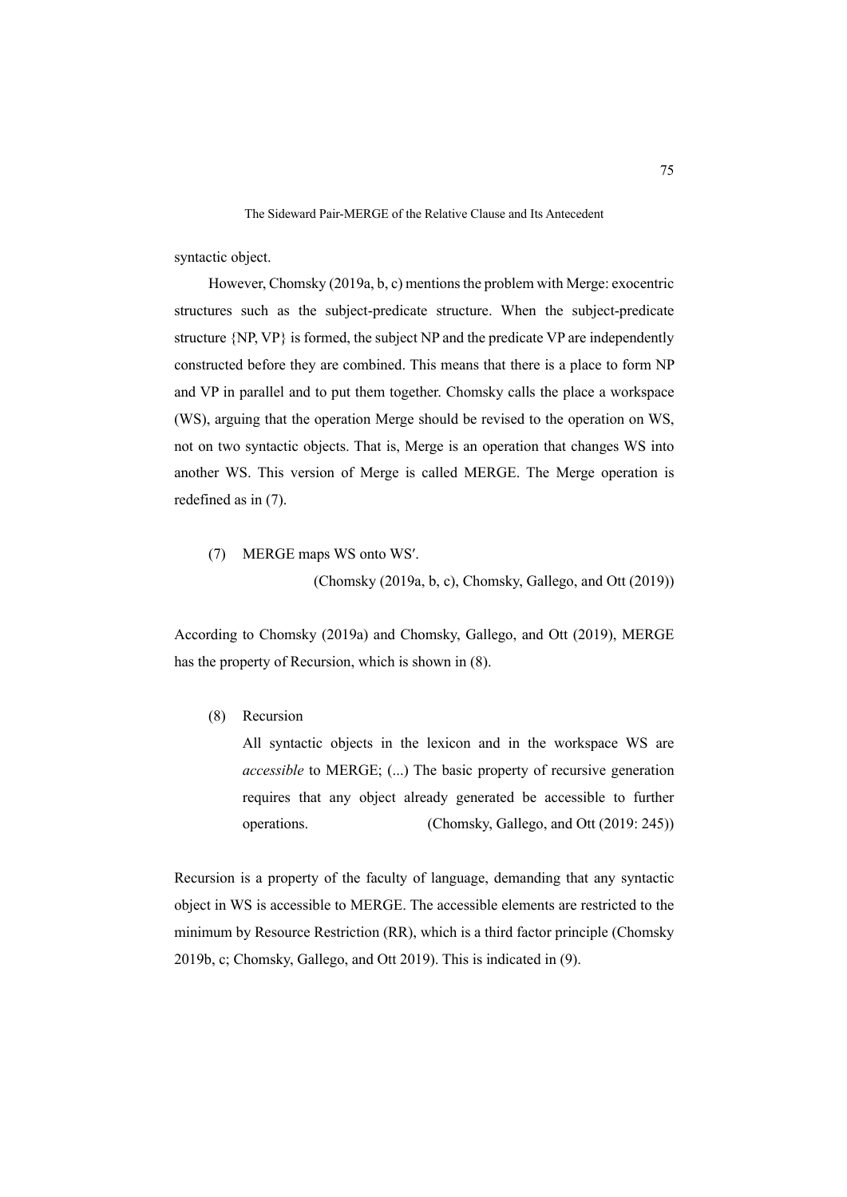syntactic object.

However, Chomsky (2019a, b, c) mentions the problem with Merge: exocentric structures such as the subject-predicate structure. When the subject-predicate structure {NP, VP} is formed, the subject NP and the predicate VP are independently constructed before they are combined. This means that there is a place to form NP and VP in parallel and to put them together. Chomsky calls the place a workspace (WS), arguing that the operation Merge should be revised to the operation on WS, not on two syntactic objects. That is, Merge is an operation that changes WS into another WS. This version of Merge is called MERGE. The Merge operation is redefined as in (7).

(7) MERGE maps WS onto WS′.

(Chomsky (2019a, b, c), Chomsky, Gallego, and Ott (2019))

According to Chomsky (2019a) and Chomsky, Gallego, and Ott (2019), MERGE has the property of Recursion, which is shown in (8).

(8) Recursion

All syntactic objects in the lexicon and in the workspace WS are *accessible* to MERGE; (...) The basic property of recursive generation requires that any object already generated be accessible to further operations. (Chomsky, Gallego, and Ott (2019: 245))

Recursion is a property of the faculty of language, demanding that any syntactic object in WS is accessible to MERGE. The accessible elements are restricted to the minimum by Resource Restriction (RR), which is a third factor principle (Chomsky 2019b, c; Chomsky, Gallego, and Ott 2019). This is indicated in (9).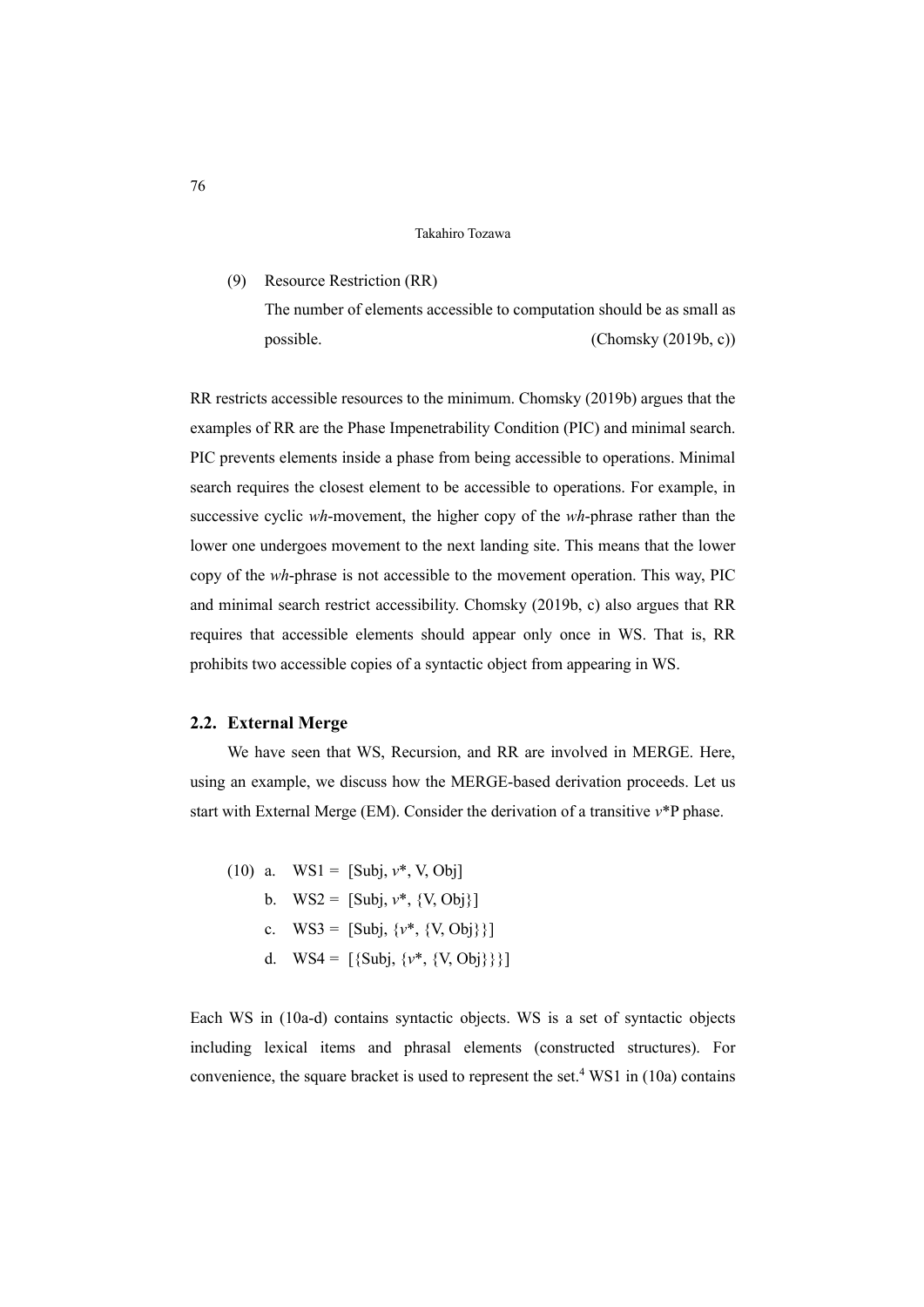(9) Resource Restriction (RR)

The number of elements accessible to computation should be as small as possible. (Chomsky (2019b, c))

RR restricts accessible resources to the minimum. Chomsky (2019b) argues that the examples of RR are the Phase Impenetrability Condition (PIC) and minimal search. PIC prevents elements inside a phase from being accessible to operations. Minimal search requires the closest element to be accessible to operations. For example, in successive cyclic *wh*-movement, the higher copy of the *wh*-phrase rather than the lower one undergoes movement to the next landing site. This means that the lower copy of the *wh*-phrase is not accessible to the movement operation. This way, PIC and minimal search restrict accessibility. Chomsky (2019b, c) also argues that RR requires that accessible elements should appear only once in WS. That is, RR prohibits two accessible copies of a syntactic object from appearing in WS.

## 2.2. External Merge

We have seen that WS, Recursion, and RR are involved in MERGE. Here, using an example, we discuss how the MERGE-based derivation proceeds. Let us start with External Merge (EM). Consider the derivation of a transitive *v*\*P phase.

(10) a. WS1 = [Subj, *v*\*, V, Obj]

b. WS2 = [Subj, *v*\*, {V, Obj}]

c. WS3 = [Subj, {*v*\*, {V, Obj}}]

d. WS4 = [{Subj, {*v*\*, {V, Obj}}}]

Each WS in (10a-d) contains syntactic objects. WS is a set of syntactic objects including lexical items and phrasal elements (constructed structures). For convenience, the square bracket is used to represent the set.[4] WS1 in (10a) contains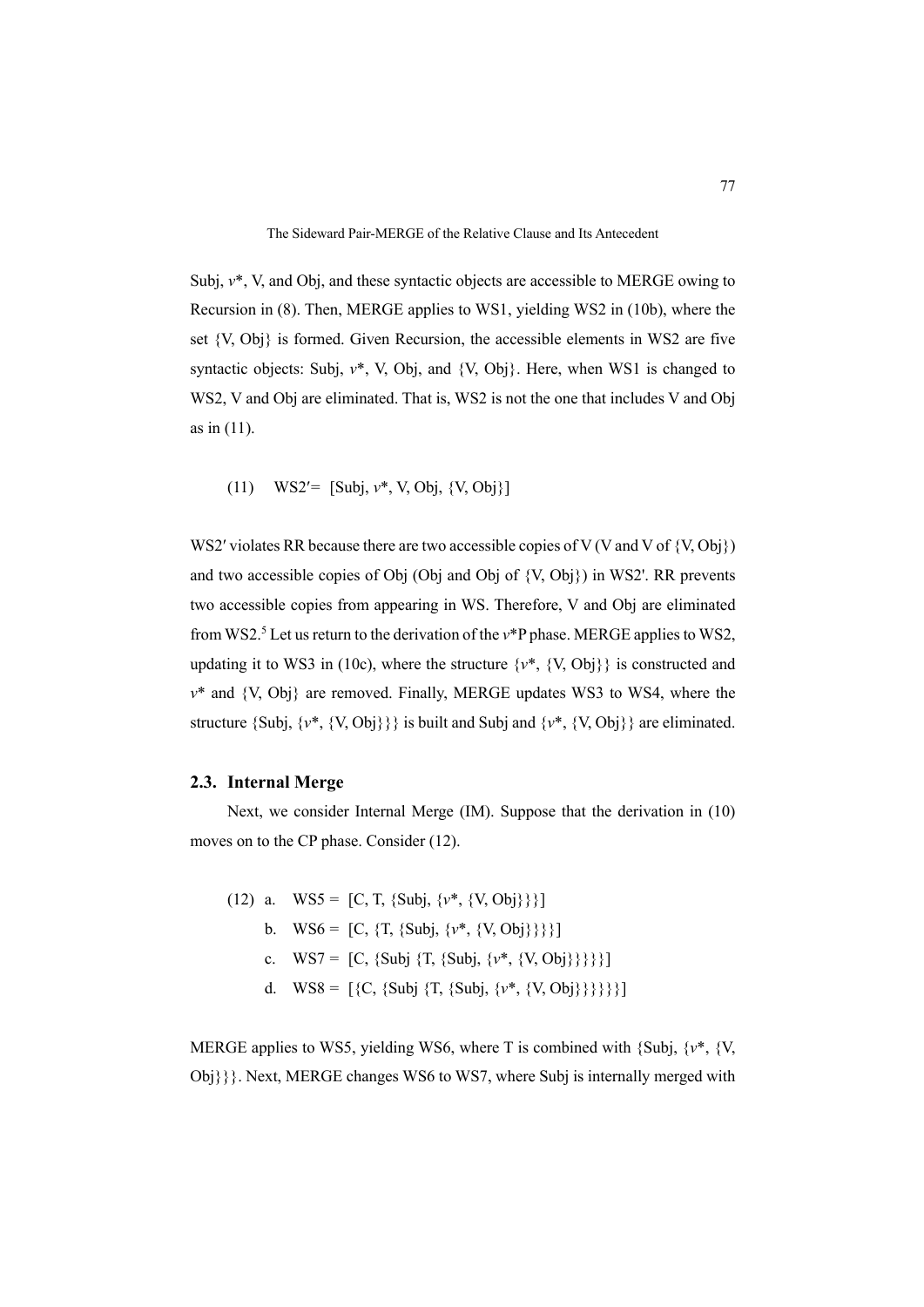Subj, *v*\*, V, and Obj, and these syntactic objects are accessible to MERGE owing to Recursion in (8). Then, MERGE applies to WS1, yielding WS2 in (10b), where the set {V, Obj} is formed. Given Recursion, the accessible elements in WS2 are five syntactic objects: Subj, *v*\*, V, Obj, and {V, Obj}. Here, when WS1 is changed to WS2, V and Obj are eliminated. That is, WS2 is not the one that includes V and Obj as in (11).

(11) WS2′= [Subj, *v*\*, V, Obj, {V, Obj}]

WS2′ violates RR because there are two accessible copies of V (V and V of {V, Obj}) and two accessible copies of Obj (Obj and Obj of {V, Obj}) in WS2'. RR prevents two accessible copies from appearing in WS. Therefore, V and Obj are eliminated from WS2.[5] Let us return to the derivation of the *v*\*P phase. MERGE applies to WS2, updating it to WS3 in (10c), where the structure {*v*\*, {V, Obj}} is constructed and *v*\* and {V, Obj} are removed. Finally, MERGE updates WS3 to WS4, where the structure {Subj, {*v*\*, {V, Obj}}} is built and Subj and {*v*\*, {V, Obj}} are eliminated.

### 2.3. Internal Merge

Next, we consider Internal Merge (IM). Suppose that the derivation in (10) moves on to the CP phase. Consider (12).

(12) a. WS5 = [C, T, {Subj, {*v*\*, {V, Obj}}}]
b. WS6 = [C, {T, {Subj, {*v*\*, {V, Obj}}}}]
c. WS7 = [C, {Subj {T, {Subj, {*v*\*, {V, Obj}}}}}]
d. WS8 = [{C, {Subj {T, {Subj, {*v*\*, {V, Obj}}}}}}]

MERGE applies to WS5, yielding WS6, where T is combined with {Subj, {*v*\*, {V, Obj}}}. Next, MERGE changes WS6 to WS7, where Subj is internally merged with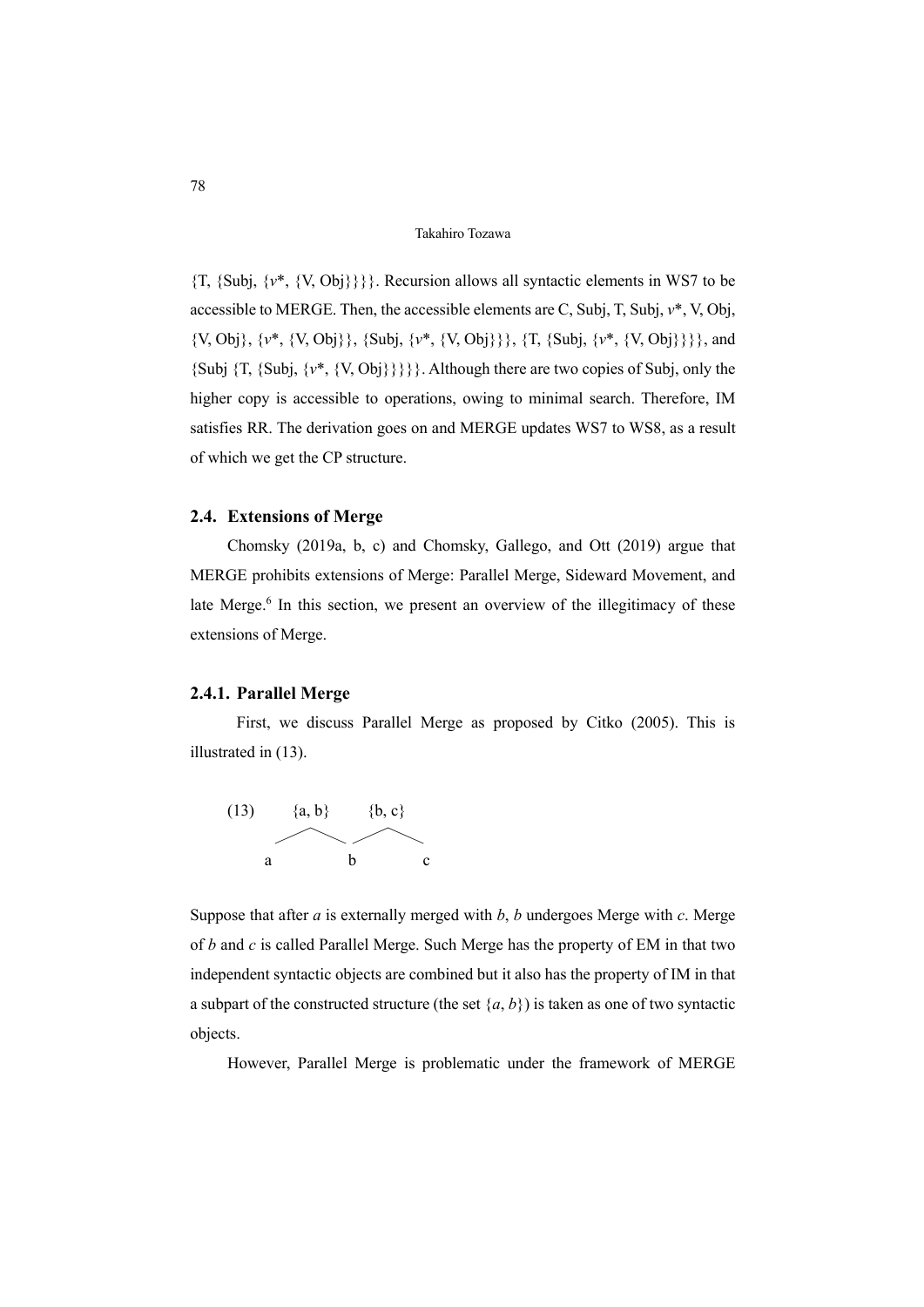{T, {Subj, {*v*\*, {V, Obj}}}}. Recursion allows all syntactic elements in WS7 to be accessible to MERGE. Then, the accessible elements are C, Subj, T, Subj, *v*\*, V, Obj, {V, Obj}, {*v*\*, {V, Obj}}, {Subj, {*v*\*, {V, Obj}}}, {T, {Subj, {*v*\*, {V, Obj}}}}, and {Subj {T, {Subj, {*v*\*, {V, Obj}}}}}. Although there are two copies of Subj, only the higher copy is accessible to operations, owing to minimal search. Therefore, IM satisfies RR. The derivation goes on and MERGE updates WS7 to WS8, as a result of which we get the CP structure.

### 2.4. Extensions of Merge

Chomsky (2019a, b, c) and Chomsky, Gallego, and Ott (2019) argue that MERGE prohibits extensions of Merge: Parallel Merge, Sideward Movement, and late Merge.[6] In this section, we present an overview of the illegitimacy of these extensions of Merge.

#### 2.4.1. Parallel Merge

First, we discuss Parallel Merge as proposed by Citko (2005). This is illustrated in (13).

```
(13)      {a, b}      {b, c}
         /      \    /      \
        a         b          c
```

Suppose that after *a* is externally merged with *b*, *b* undergoes Merge with *c*. Merge of *b* and *c* is called Parallel Merge. Such Merge has the property of EM in that two independent syntactic objects are combined but it also has the property of IM in that a subpart of the constructed structure (the set {*a*, *b*}) is taken as one of two syntactic objects.

However, Parallel Merge is problematic under the framework of MERGE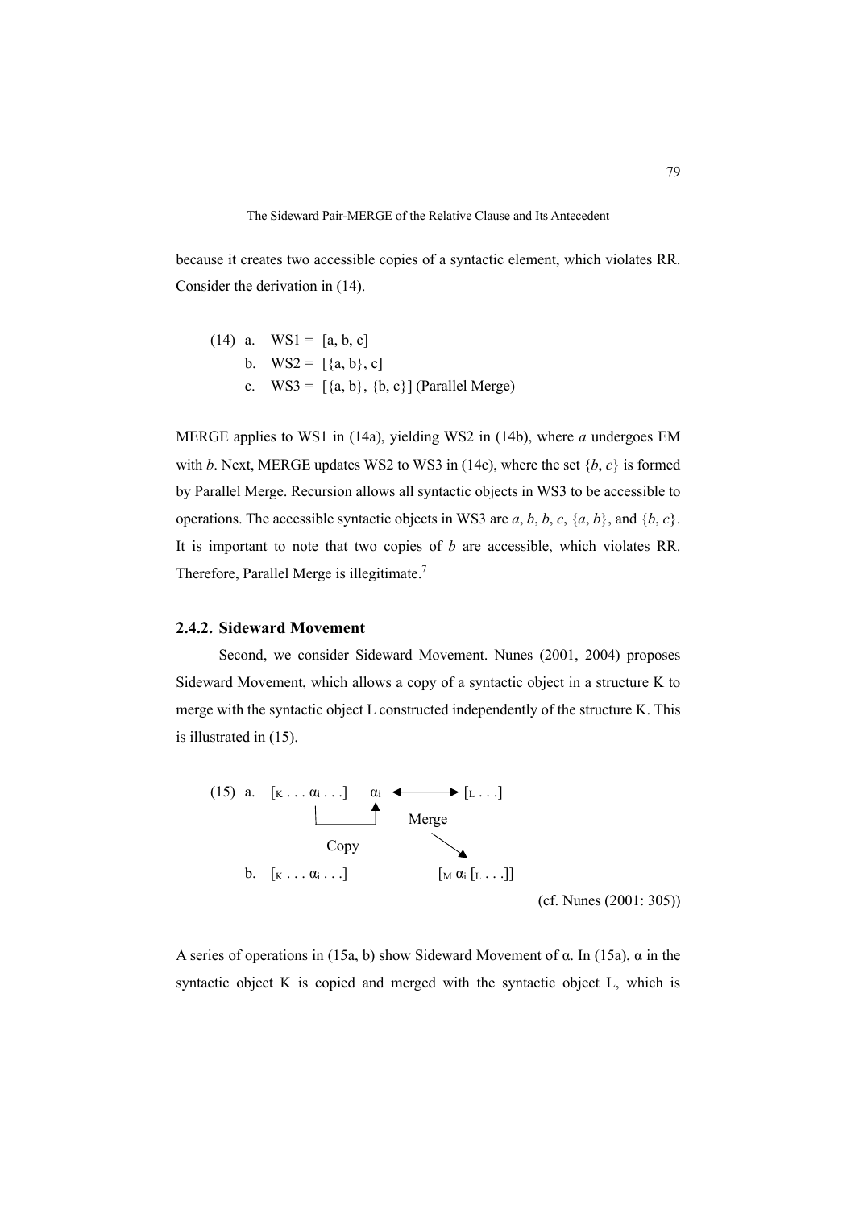because it creates two accessible copies of a syntactic element, which violates RR. Consider the derivation in (14).

(14) a. WS1 = [a, b, c]
 b. WS2 = [{a, b}, c]
 c. WS3 = [{a, b}, {b, c}] (Parallel Merge)

MERGE applies to WS1 in (14a), yielding WS2 in (14b), where *a* undergoes EM with *b*. Next, MERGE updates WS2 to WS3 in (14c), where the set {*b*, *c*} is formed by Parallel Merge. Recursion allows all syntactic objects in WS3 to be accessible to operations. The accessible syntactic objects in WS3 are *a*, *b*, *b*, *c*, {*a*, *b*}, and {*b*, *c*}. It is important to note that two copies of *b* are accessible, which violates RR. Therefore, Parallel Merge is illegitimate.[7]

### 2.4.2. Sideward Movement

Second, we consider Sideward Movement. Nunes (2001, 2004) proposes Sideward Movement, which allows a copy of a syntactic object in a structure K to merge with the syntactic object L constructed independently of the structure K. This is illustrated in (15).

(15) a. $[_K \ldots \alpha_i \ldots]$ $\alpha_i$ ⟷ $[_L \ldots]$ (Copy; Merge)
 b. $[_K \ldots \alpha_i \ldots]$ $[_M\ \alpha_i\ [_L \ldots]]$

(cf. Nunes (2001: 305))

A series of operations in (15a, b) show Sideward Movement of α. In (15a), α in the syntactic object K is copied and merged with the syntactic object L, which is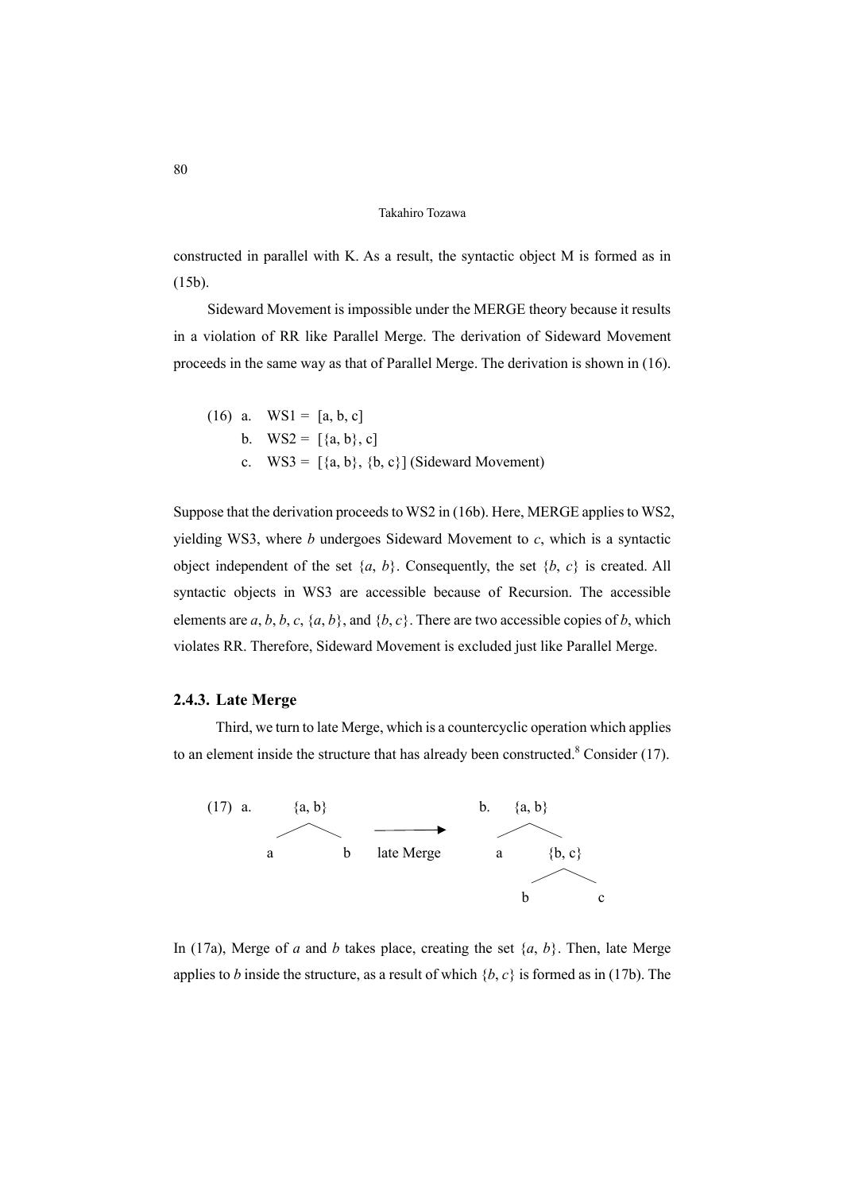constructed in parallel with K. As a result, the syntactic object M is formed as in (15b).

Sideward Movement is impossible under the MERGE theory because it results in a violation of RR like Parallel Merge. The derivation of Sideward Movement proceeds in the same way as that of Parallel Merge. The derivation is shown in (16).

(16) a. WS1 = [a, b, c]
 b. WS2 = [{a, b}, c]
 c. WS3 = [{a, b}, {b, c}] (Sideward Movement)

Suppose that the derivation proceeds to WS2 in (16b). Here, MERGE applies to WS2, yielding WS3, where *b* undergoes Sideward Movement to *c*, which is a syntactic object independent of the set {*a*, *b*}. Consequently, the set {*b*, *c*} is created. All syntactic objects in WS3 are accessible because of Recursion. The accessible elements are *a*, *b*, *b*, *c*, {*a*, *b*}, and {*b*, *c*}. There are two accessible copies of *b*, which violates RR. Therefore, Sideward Movement is excluded just like Parallel Merge.

### 2.4.3. Late Merge

Third, we turn to late Merge, which is a countercyclic operation which applies to an element inside the structure that has already been constructed.[8] Consider (17).

```
(17) a.     {a, b}                          b.   {a, b}
            /    \                              /    \
           a      b    ──late Merge──>         a    {b, c}
                                                    /    \
                                                   b      c
```

In (17a), Merge of *a* and *b* takes place, creating the set {*a*, *b*}. Then, late Merge applies to *b* inside the structure, as a result of which {*b*, *c*} is formed as in (17b). The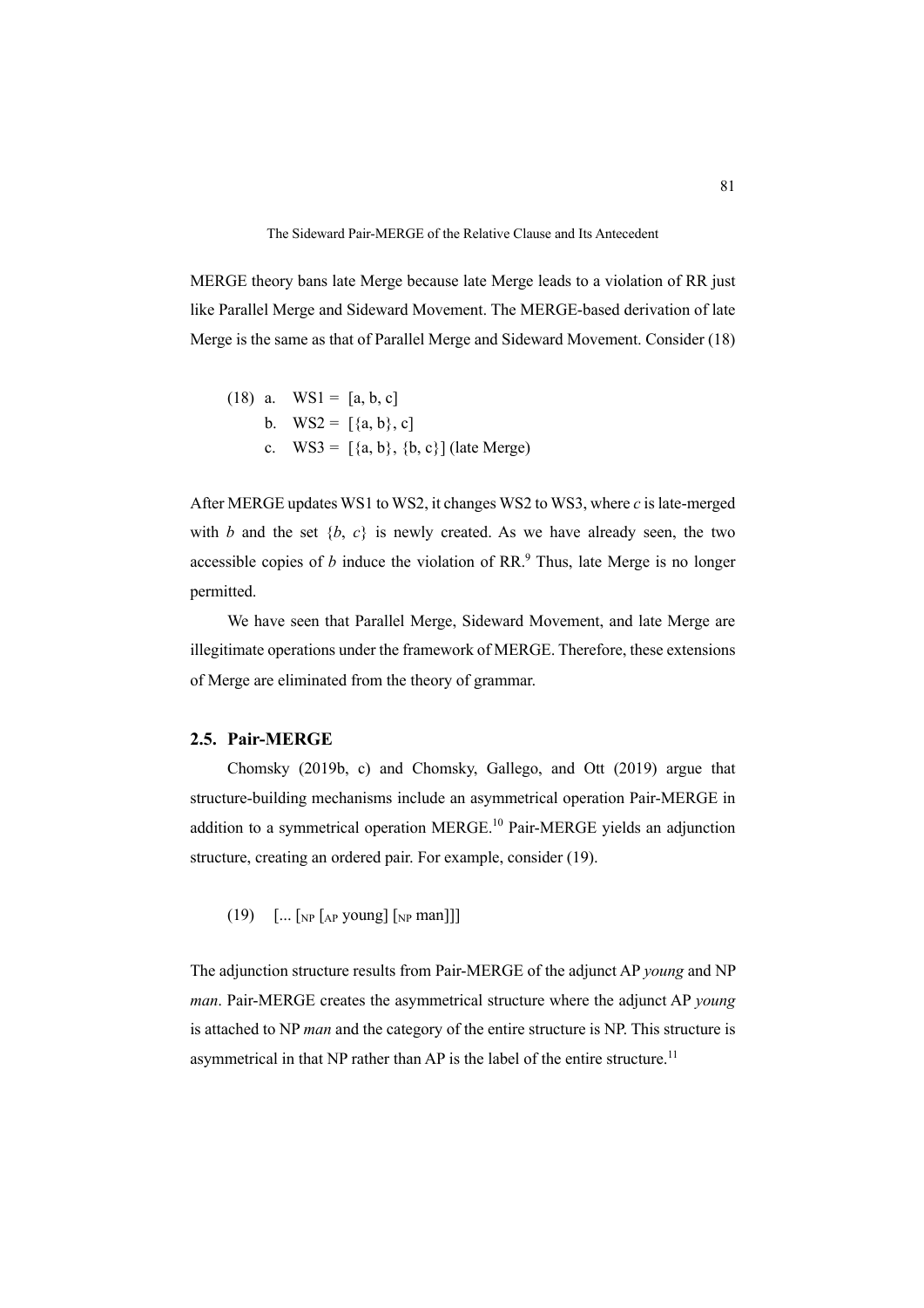MERGE theory bans late Merge because late Merge leads to a violation of RR just like Parallel Merge and Sideward Movement. The MERGE-based derivation of late Merge is the same as that of Parallel Merge and Sideward Movement. Consider (18)

(18) a. WS1 = [a, b, c]
    b. WS2 = [{a, b}, c]
    c. WS3 = [{a, b}, {b, c}] (late Merge)

After MERGE updates WS1 to WS2, it changes WS2 to WS3, where *c* is late-merged with *b* and the set {*b*, *c*} is newly created. As we have already seen, the two accessible copies of *b* induce the violation of RR.[9] Thus, late Merge is no longer permitted.

We have seen that Parallel Merge, Sideward Movement, and late Merge are illegitimate operations under the framework of MERGE. Therefore, these extensions of Merge are eliminated from the theory of grammar.

### 2.5. Pair-MERGE

Chomsky (2019b, c) and Chomsky, Gallego, and Ott (2019) argue that structure-building mechanisms include an asymmetrical operation Pair-MERGE in addition to a symmetrical operation MERGE.[10] Pair-MERGE yields an adjunction structure, creating an ordered pair. For example, consider (19).

(19) [... [$_{NP}$ [$_{AP}$ young] [$_{NP}$ man]]]

The adjunction structure results from Pair-MERGE of the adjunct AP *young* and NP *man*. Pair-MERGE creates the asymmetrical structure where the adjunct AP *young* is attached to NP *man* and the category of the entire structure is NP. This structure is asymmetrical in that NP rather than AP is the label of the entire structure.[11]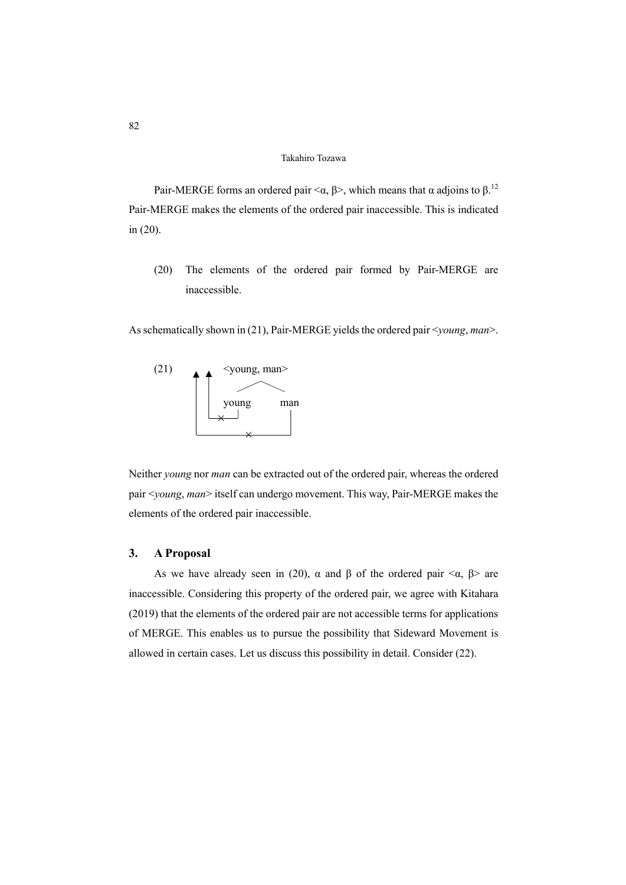Pair-MERGE forms an ordered pair <α, β>, which means that α adjoins to β.[12] Pair-MERGE makes the elements of the ordered pair inaccessible. This is indicated in (20).

(20) The elements of the ordered pair formed by Pair-MERGE are inaccessible.

As schematically shown in (21), Pair-MERGE yields the ordered pair <*young*, *man*>.

```
(21)    ▲ ▲        <young, man>
        | |         /        \
        | |      young       man
        | └───×────┘          |
        └─────────×───────────┘
```

Neither *young* nor *man* can be extracted out of the ordered pair, whereas the ordered pair <*young*, *man*> itself can undergo movement. This way, Pair-MERGE makes the elements of the ordered pair inaccessible.

## 3. A Proposal

As we have already seen in (20), α and β of the ordered pair <α, β> are inaccessible. Considering this property of the ordered pair, we agree with Kitahara (2019) that the elements of the ordered pair are not accessible terms for applications of MERGE. This enables us to pursue the possibility that Sideward Movement is allowed in certain cases. Let us discuss this possibility in detail. Consider (22).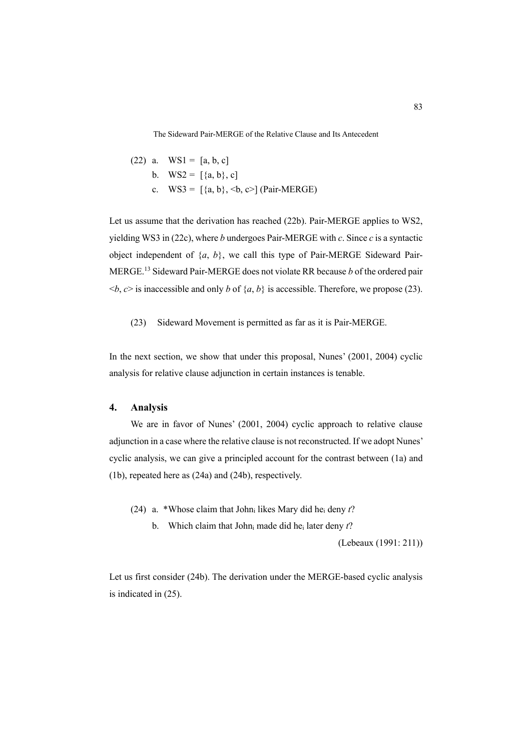(22) a. WS1 = [a, b, c]

b. WS2 = [{a, b}, c]

c. WS3 = [{a, b}, <b, c>] (Pair-MERGE)

Let us assume that the derivation has reached (22b). Pair-MERGE applies to WS2, yielding WS3 in (22c), where *b* undergoes Pair-MERGE with *c*. Since *c* is a syntactic object independent of {*a*, *b*}, we call this type of Pair-MERGE Sideward Pair-MERGE.[13] Sideward Pair-MERGE does not violate RR because *b* of the ordered pair <*b*, *c*> is inaccessible and only *b* of {*a*, *b*} is accessible. Therefore, we propose (23).

(23) Sideward Movement is permitted as far as it is Pair-MERGE.

In the next section, we show that under this proposal, Nunes' (2001, 2004) cyclic analysis for relative clause adjunction in certain instances is tenable.

## 4. Analysis

We are in favor of Nunes' (2001, 2004) cyclic approach to relative clause adjunction in a case where the relative clause is not reconstructed. If we adopt Nunes' cyclic analysis, we can give a principled account for the contrast between (1a) and (1b), repeated here as (24a) and (24b), respectively.

(24) a. *Whose claim that John$_i$ likes Mary did he$_i$ deny *t*?

b. Which claim that John$_i$ made did he$_i$ later deny *t*?

(Lebeaux (1991: 211))

Let us first consider (24b). The derivation under the MERGE-based cyclic analysis is indicated in (25).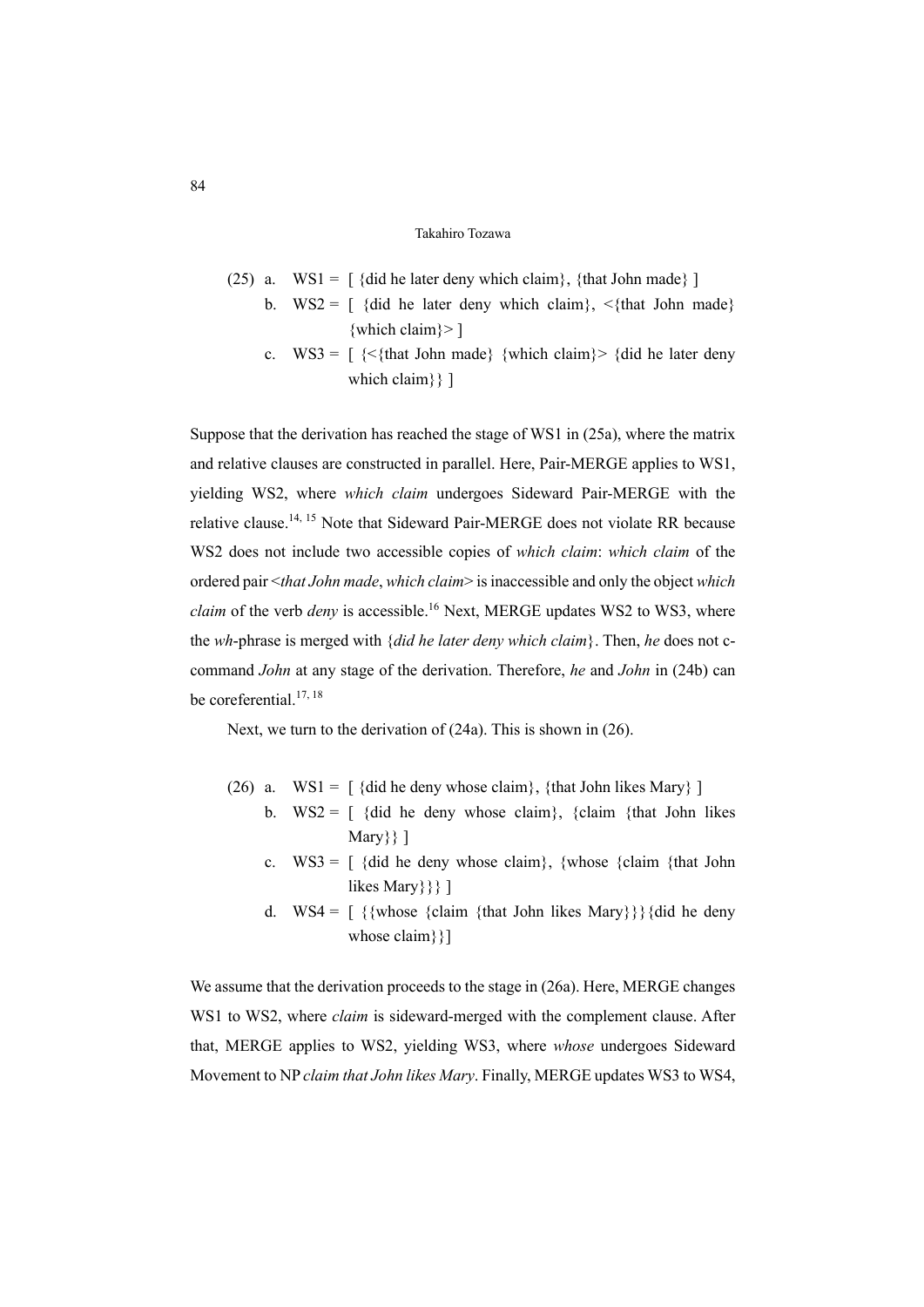(25) a. WS1 = [ {did he later deny which claim}, {that John made} ]

b. WS2 = [ {did he later deny which claim}, <{that John made} {which claim}> ]

c. WS3 = [ {<{that John made} {which claim}> {did he later deny which claim}} ]

Suppose that the derivation has reached the stage of WS1 in (25a), where the matrix and relative clauses are constructed in parallel. Here, Pair-MERGE applies to WS1, yielding WS2, where *which claim* undergoes Sideward Pair-MERGE with the relative clause.[14, 15] Note that Sideward Pair-MERGE does not violate RR because WS2 does not include two accessible copies of *which claim*: *which claim* of the ordered pair <*that John made*, *which claim*> is inaccessible and only the object *which claim* of the verb *deny* is accessible.[16] Next, MERGE updates WS2 to WS3, where the *wh*-phrase is merged with {*did he later deny which claim*}. Then, *he* does not c-command *John* at any stage of the derivation. Therefore, *he* and *John* in (24b) can be coreferential.[17, 18]

Next, we turn to the derivation of (24a). This is shown in (26).

(26) a. WS1 = [ {did he deny whose claim}, {that John likes Mary} ]

b. WS2 = [ {did he deny whose claim}, {claim {that John likes Mary}} ]

c. WS3 = [ {did he deny whose claim}, {whose {claim {that John likes Mary}}} ]

d. WS4 = [ {{whose {claim {that John likes Mary}}}{did he deny whose claim}}]

We assume that the derivation proceeds to the stage in (26a). Here, MERGE changes WS1 to WS2, where *claim* is sideward-merged with the complement clause. After that, MERGE applies to WS2, yielding WS3, where *whose* undergoes Sideward Movement to NP *claim that John likes Mary*. Finally, MERGE updates WS3 to WS4,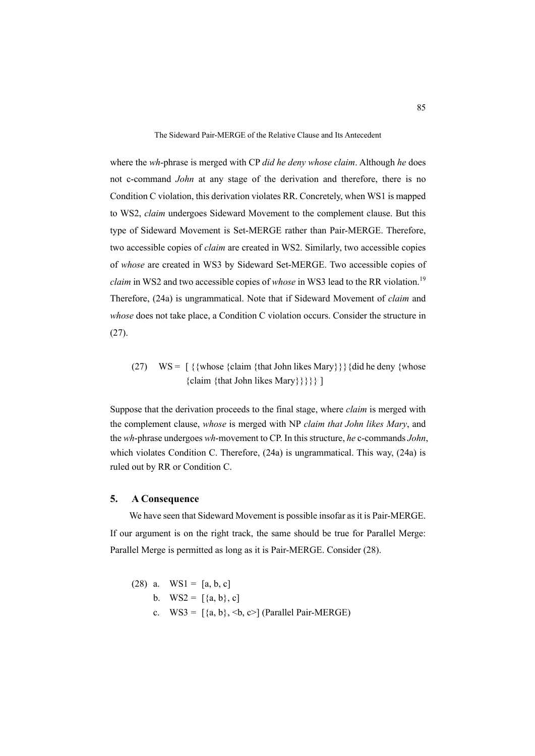where the *wh*-phrase is merged with CP *did he deny whose claim*. Although *he* does not c-command *John* at any stage of the derivation and therefore, there is no Condition C violation, this derivation violates RR. Concretely, when WS1 is mapped to WS2, *claim* undergoes Sideward Movement to the complement clause. But this type of Sideward Movement is Set-MERGE rather than Pair-MERGE. Therefore, two accessible copies of *claim* are created in WS2. Similarly, two accessible copies of *whose* are created in WS3 by Sideward Set-MERGE. Two accessible copies of *claim* in WS2 and two accessible copies of *whose* in WS3 lead to the RR violation.[19] Therefore, (24a) is ungrammatical. Note that if Sideward Movement of *claim* and *whose* does not take place, a Condition C violation occurs. Consider the structure in (27).

(27) WS = [ {{whose {claim {that John likes Mary}}}{did he deny {whose {claim {that John likes Mary}}}}} ]

Suppose that the derivation proceeds to the final stage, where *claim* is merged with the complement clause, *whose* is merged with NP *claim that John likes Mary*, and the *wh*-phrase undergoes *wh*-movement to CP. In this structure, *he* c-commands *John*, which violates Condition C. Therefore, (24a) is ungrammatical. This way, (24a) is ruled out by RR or Condition C.

## 5. A Consequence

We have seen that Sideward Movement is possible insofar as it is Pair-MERGE. If our argument is on the right track, the same should be true for Parallel Merge: Parallel Merge is permitted as long as it is Pair-MERGE. Consider (28).

(28) a. WS1 = [a, b, c]
b. WS2 = [{a, b}, c]
c. WS3 = [{a, b}, <b, c>] (Parallel Pair-MERGE)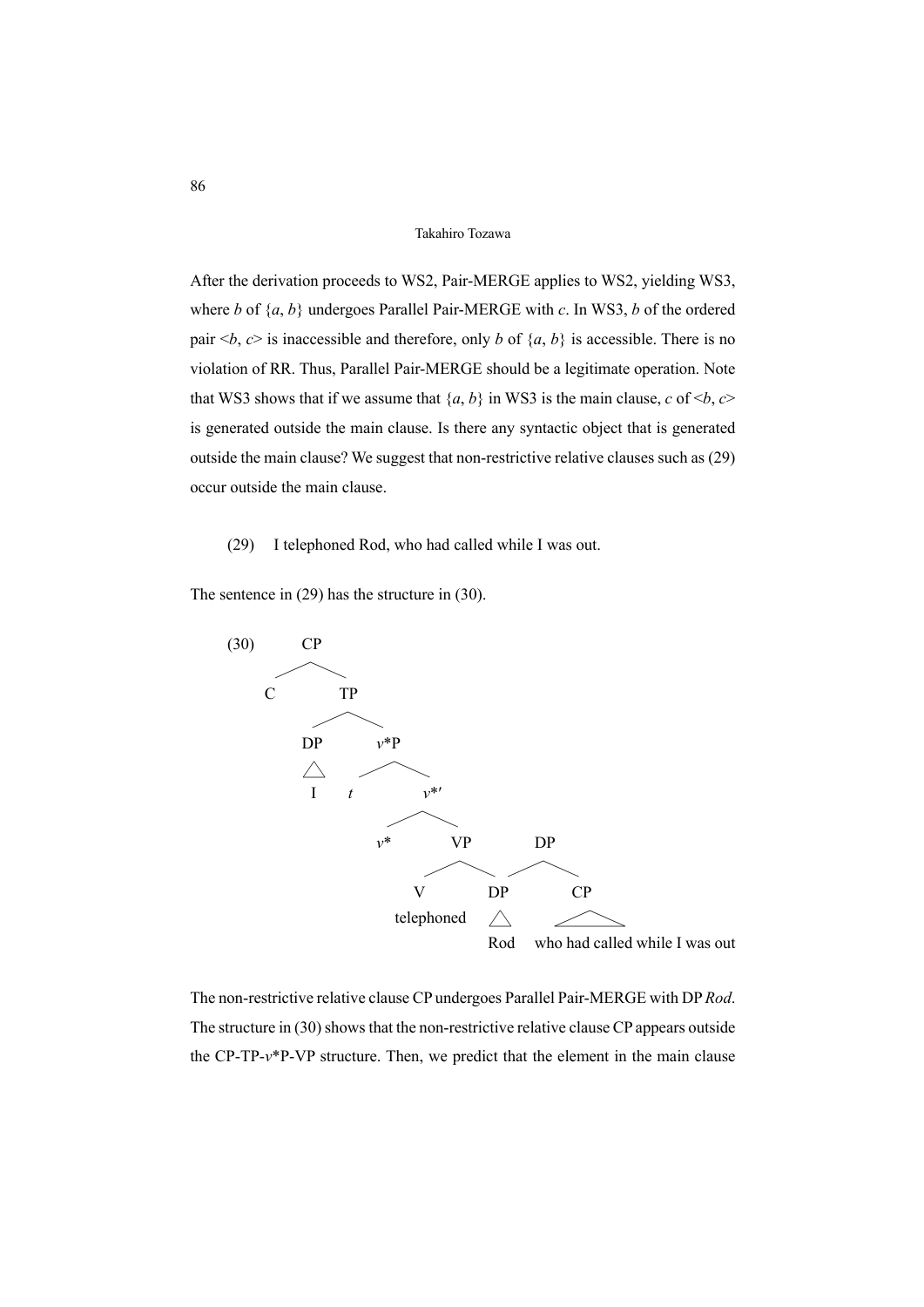After the derivation proceeds to WS2, Pair-MERGE applies to WS2, yielding WS3, where *b* of {*a*, *b*} undergoes Parallel Pair-MERGE with *c*. In WS3, *b* of the ordered pair <*b*, *c*> is inaccessible and therefore, only *b* of {*a*, *b*} is accessible. There is no violation of RR. Thus, Parallel Pair-MERGE should be a legitimate operation. Note that WS3 shows that if we assume that {*a*, *b*} in WS3 is the main clause, *c* of <*b*, *c*> is generated outside the main clause. Is there any syntactic object that is generated outside the main clause? We suggest that non-restrictive relative clauses such as (29) occur outside the main clause.

(29) I telephoned Rod, who had called while I was out.

The sentence in (29) has the structure in (30).

```
(30)        CP
           /  \
          C    TP
              /  \
            DP    v*P
            |    /   \
            I   t     v*'
                     /   \
                   v*     VP         DP
                         /  \       /  \
                        V    DP   DP    CP
                   telephoned Rod       who had called while I was out
```

The non-restrictive relative clause CP undergoes Parallel Pair-MERGE with DP *Rod*. The structure in (30) shows that the non-restrictive relative clause CP appears outside the CP-TP-*v*\*P-VP structure. Then, we predict that the element in the main clause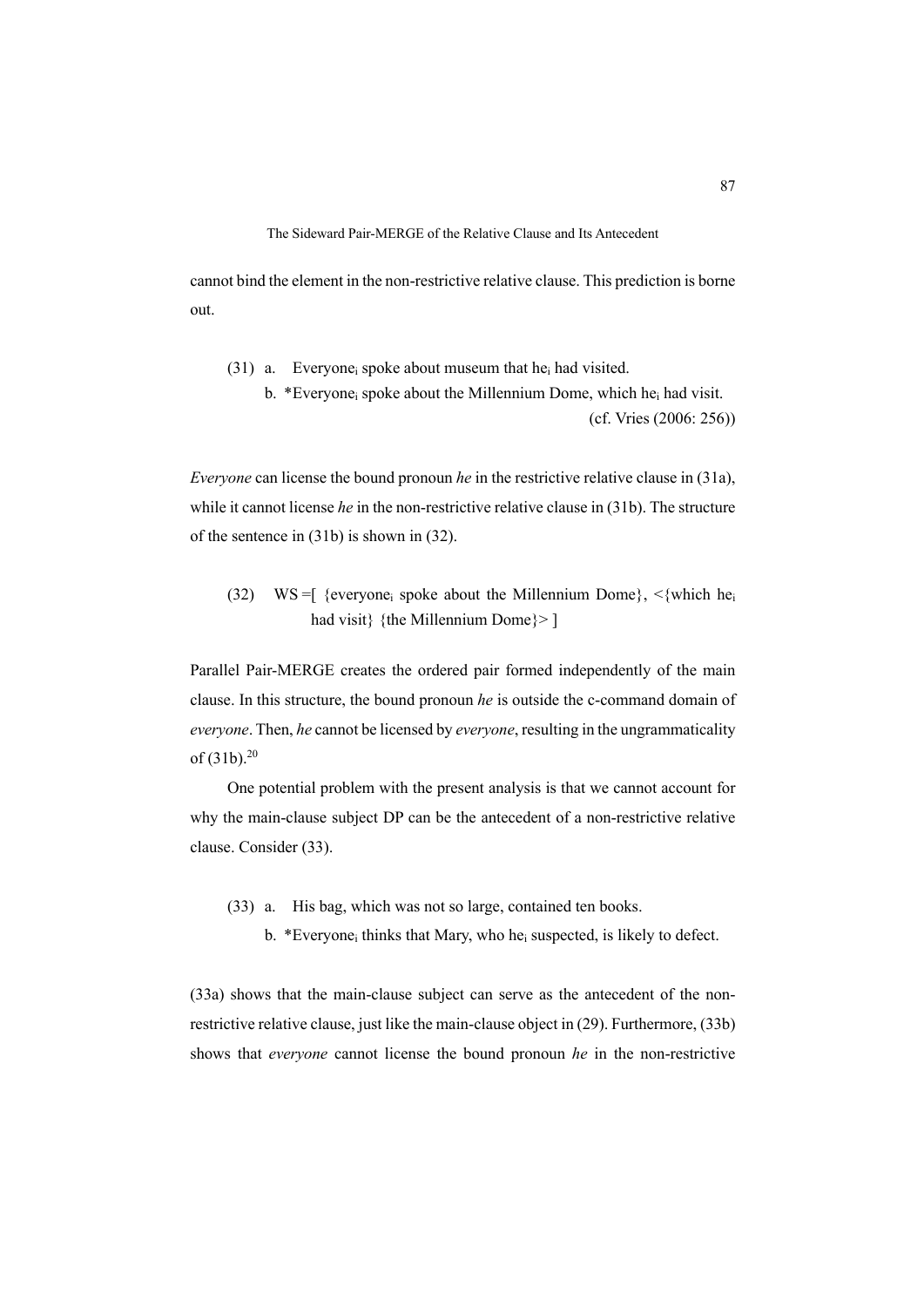cannot bind the element in the non-restrictive relative clause. This prediction is borne out.

(31) a. Everyone$_i$ spoke about museum that he$_i$ had visited.
  b. *Everyone$_i$ spoke about the Millennium Dome, which he$_i$ had visit.
(cf. Vries (2006: 256))

*Everyone* can license the bound pronoun *he* in the restrictive relative clause in (31a), while it cannot license *he* in the non-restrictive relative clause in (31b). The structure of the sentence in (31b) is shown in (32).

(32) WS =[ {everyone$_i$ spoke about the Millennium Dome}, <{which he$_i$ had visit} {the Millennium Dome}> ]

Parallel Pair-MERGE creates the ordered pair formed independently of the main clause. In this structure, the bound pronoun *he* is outside the c-command domain of *everyone*. Then, *he* cannot be licensed by *everyone*, resulting in the ungrammaticality of (31b).[20]

One potential problem with the present analysis is that we cannot account for why the main-clause subject DP can be the antecedent of a non-restrictive relative clause. Consider (33).

(33) a. His bag, which was not so large, contained ten books.
  b. *Everyone$_i$ thinks that Mary, who he$_i$ suspected, is likely to defect.

(33a) shows that the main-clause subject can serve as the antecedent of the non-restrictive relative clause, just like the main-clause object in (29). Furthermore, (33b) shows that *everyone* cannot license the bound pronoun *he* in the non-restrictive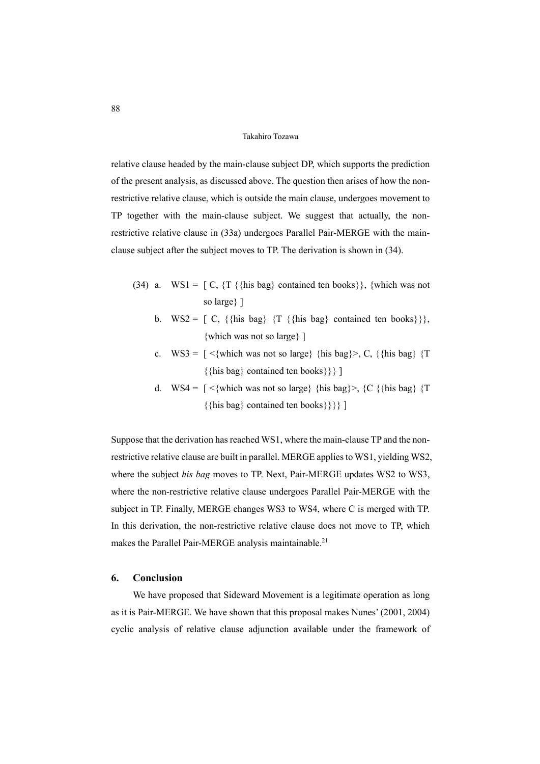relative clause headed by the main-clause subject DP, which supports the prediction of the present analysis, as discussed above. The question then arises of how the non-restrictive relative clause, which is outside the main clause, undergoes movement to TP together with the main-clause subject. We suggest that actually, the non-restrictive relative clause in (33a) undergoes Parallel Pair-MERGE with the main-clause subject after the subject moves to TP. The derivation is shown in (34).

(34) a. WS1 = [ C, {T {{his bag} contained ten books}}, {which was not so large} ]

b. WS2 = [ C, {{his bag} {T {{his bag} contained ten books}}}, {which was not so large} ]

c. WS3 = [ <{which was not so large} {his bag}>, C, {{his bag} {T {{his bag} contained ten books}}} ]

d. WS4 = [ <{which was not so large} {his bag}>, {C {{his bag} {T {{his bag} contained ten books}}}} ]

Suppose that the derivation has reached WS1, where the main-clause TP and the non-restrictive relative clause are built in parallel. MERGE applies to WS1, yielding WS2, where the subject *his bag* moves to TP. Next, Pair-MERGE updates WS2 to WS3, where the non-restrictive relative clause undergoes Parallel Pair-MERGE with the subject in TP. Finally, MERGE changes WS3 to WS4, where C is merged with TP. In this derivation, the non-restrictive relative clause does not move to TP, which makes the Parallel Pair-MERGE analysis maintainable.[21]

## 6. Conclusion

We have proposed that Sideward Movement is a legitimate operation as long as it is Pair-MERGE. We have shown that this proposal makes Nunes' (2001, 2004) cyclic analysis of relative clause adjunction available under the framework of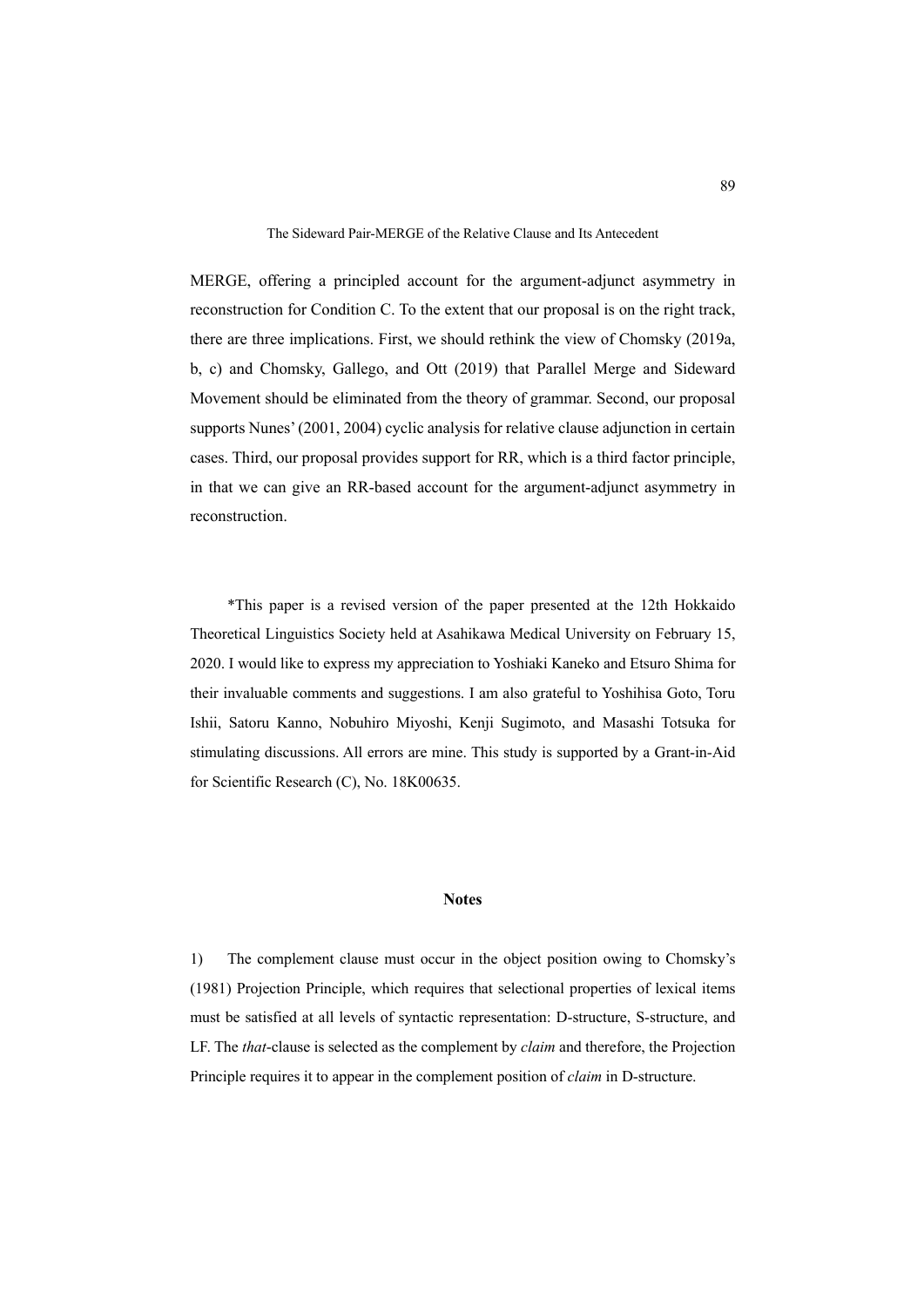MERGE, offering a principled account for the argument-adjunct asymmetry in reconstruction for Condition C. To the extent that our proposal is on the right track, there are three implications. First, we should rethink the view of Chomsky (2019a, b, c) and Chomsky, Gallego, and Ott (2019) that Parallel Merge and Sideward Movement should be eliminated from the theory of grammar. Second, our proposal supports Nunes' (2001, 2004) cyclic analysis for relative clause adjunction in certain cases. Third, our proposal provides support for RR, which is a third factor principle, in that we can give an RR-based account for the argument-adjunct asymmetry in reconstruction.

*This paper is a revised version of the paper presented at the 12th Hokkaido Theoretical Linguistics Society held at Asahikawa Medical University on February 15, 2020. I would like to express my appreciation to Yoshiaki Kaneko and Etsuro Shima for their invaluable comments and suggestions. I am also grateful to Yoshihisa Goto, Toru Ishii, Satoru Kanno, Nobuhiro Miyoshi, Kenji Sugimoto, and Masashi Totsuka for stimulating discussions. All errors are mine. This study is supported by a Grant-in-Aid for Scientific Research (C), No. 18K00635.

## Notes

1) The complement clause must occur in the object position owing to Chomsky's (1981) Projection Principle, which requires that selectional properties of lexical items must be satisfied at all levels of syntactic representation: D-structure, S-structure, and LF. The *that*-clause is selected as the complement by *claim* and therefore, the Projection Principle requires it to appear in the complement position of *claim* in D-structure.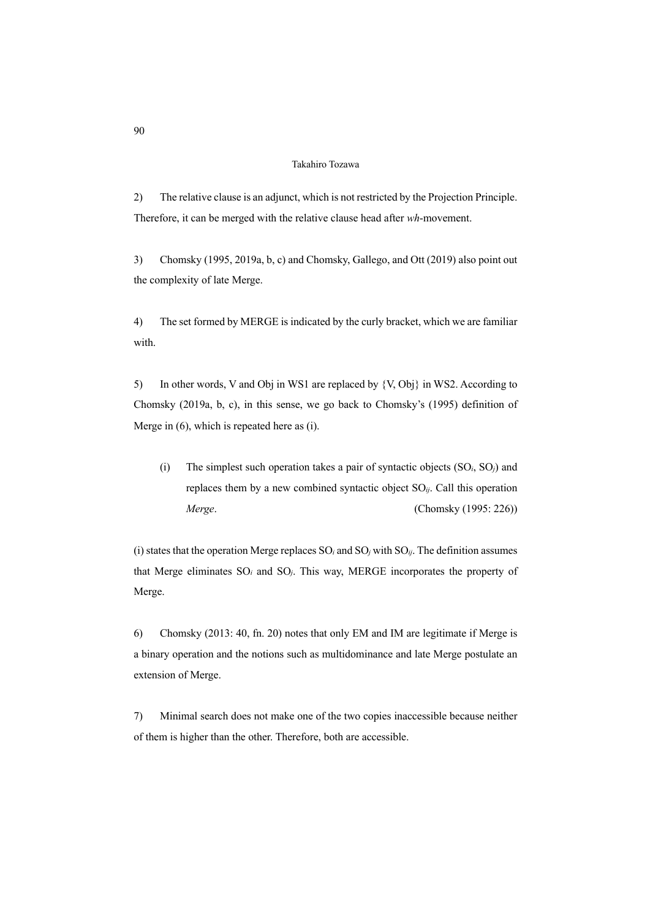2) The relative clause is an adjunct, which is not restricted by the Projection Principle. Therefore, it can be merged with the relative clause head after *wh*-movement.

3) Chomsky (1995, 2019a, b, c) and Chomsky, Gallego, and Ott (2019) also point out the complexity of late Merge.

4) The set formed by MERGE is indicated by the curly bracket, which we are familiar with.

5) In other words, V and Obj in WS1 are replaced by {V, Obj} in WS2. According to Chomsky (2019a, b, c), in this sense, we go back to Chomsky's (1995) definition of Merge in (6), which is repeated here as (i).

> (i) The simplest such operation takes a pair of syntactic objects ($SO_i$, $SO_j$) and replaces them by a new combined syntactic object $SO_{ij}$. Call this operation *Merge*. (Chomsky (1995: 226))

(i) states that the operation Merge replaces $SO_i$ and $SO_j$ with $SO_{ij}$. The definition assumes that Merge eliminates $SO_i$ and $SO_j$. This way, MERGE incorporates the property of Merge.

6) Chomsky (2013: 40, fn. 20) notes that only EM and IM are legitimate if Merge is a binary operation and the notions such as multidominance and late Merge postulate an extension of Merge.

7) Minimal search does not make one of the two copies inaccessible because neither of them is higher than the other. Therefore, both are accessible.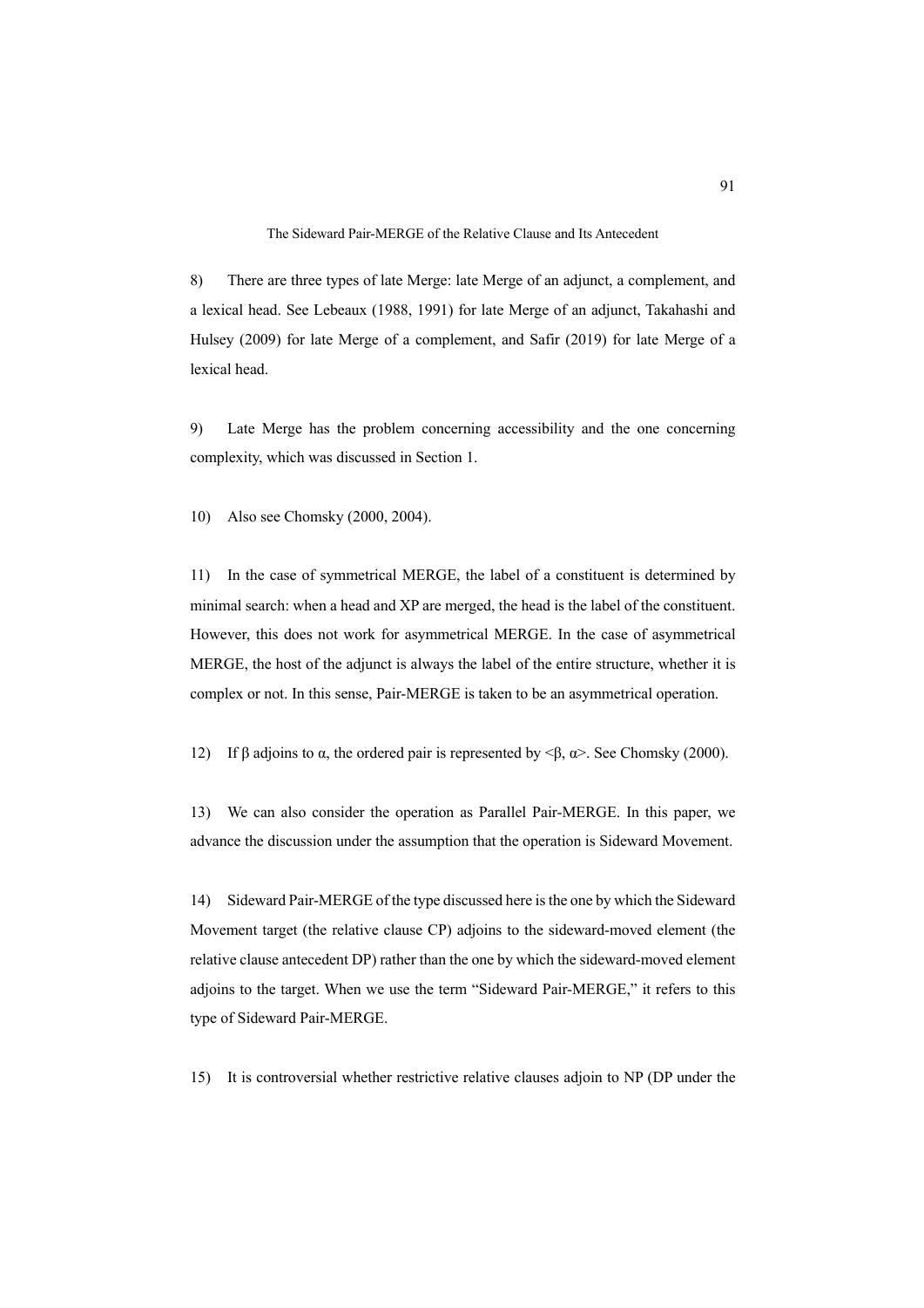8) There are three types of late Merge: late Merge of an adjunct, a complement, and a lexical head. See Lebeaux (1988, 1991) for late Merge of an adjunct, Takahashi and Hulsey (2009) for late Merge of a complement, and Safir (2019) for late Merge of a lexical head.

9) Late Merge has the problem concerning accessibility and the one concerning complexity, which was discussed in Section 1.

10) Also see Chomsky (2000, 2004).

11) In the case of symmetrical MERGE, the label of a constituent is determined by minimal search: when a head and XP are merged, the head is the label of the constituent. However, this does not work for asymmetrical MERGE. In the case of asymmetrical MERGE, the host of the adjunct is always the label of the entire structure, whether it is complex or not. In this sense, Pair-MERGE is taken to be an asymmetrical operation.

12) If β adjoins to α, the ordered pair is represented by <β, α>. See Chomsky (2000).

13) We can also consider the operation as Parallel Pair-MERGE. In this paper, we advance the discussion under the assumption that the operation is Sideward Movement.

14) Sideward Pair-MERGE of the type discussed here is the one by which the Sideward Movement target (the relative clause CP) adjoins to the sideward-moved element (the relative clause antecedent DP) rather than the one by which the sideward-moved element adjoins to the target. When we use the term "Sideward Pair-MERGE," it refers to this type of Sideward Pair-MERGE.

15) It is controversial whether restrictive relative clauses adjoin to NP (DP under the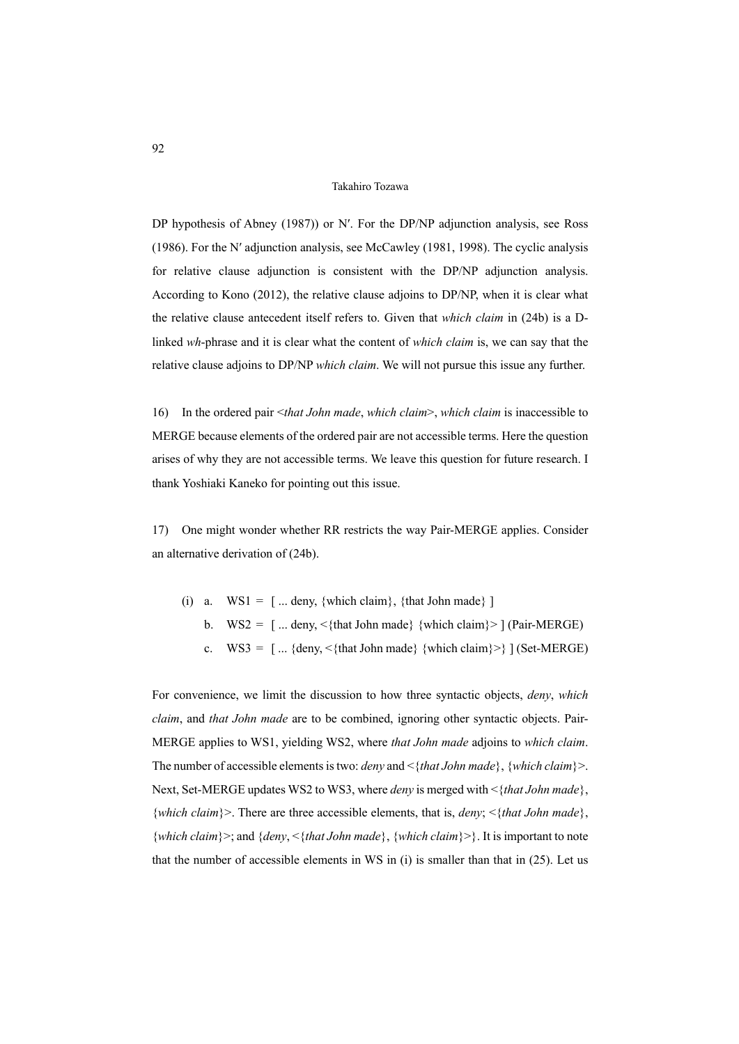DP hypothesis of Abney (1987)) or N′. For the DP/NP adjunction analysis, see Ross (1986). For the N′ adjunction analysis, see McCawley (1981, 1998). The cyclic analysis for relative clause adjunction is consistent with the DP/NP adjunction analysis. According to Kono (2012), the relative clause adjoins to DP/NP, when it is clear what the relative clause antecedent itself refers to. Given that *which claim* in (24b) is a D-linked *wh*-phrase and it is clear what the content of *which claim* is, we can say that the relative clause adjoins to DP/NP *which claim*. We will not pursue this issue any further.

16) In the ordered pair <*that John made*, *which claim*>, *which claim* is inaccessible to MERGE because elements of the ordered pair are not accessible terms. Here the question arises of why they are not accessible terms. We leave this question for future research. I thank Yoshiaki Kaneko for pointing out this issue.

17) One might wonder whether RR restricts the way Pair-MERGE applies. Consider an alternative derivation of (24b).

(i) a. WS1 = [ ... deny, {which claim}, {that John made} ]
    b. WS2 = [ ... deny, <{that John made} {which claim}> ] (Pair-MERGE)
    c. WS3 = [ ... {deny, <{that John made} {which claim}>} ] (Set-MERGE)

For convenience, we limit the discussion to how three syntactic objects, *deny*, *which claim*, and *that John made* are to be combined, ignoring other syntactic objects. Pair-MERGE applies to WS1, yielding WS2, where *that John made* adjoins to *which claim*. The number of accessible elements is two: *deny* and <{*that John made*}, {*which claim*}>. Next, Set-MERGE updates WS2 to WS3, where *deny* is merged with <{*that John made*}, {*which claim*}>. There are three accessible elements, that is, *deny*; <{*that John made*}, {*which claim*}>; and {*deny*, <{*that John made*}, {*which claim*}>}. It is important to note that the number of accessible elements in WS in (i) is smaller than that in (25). Let us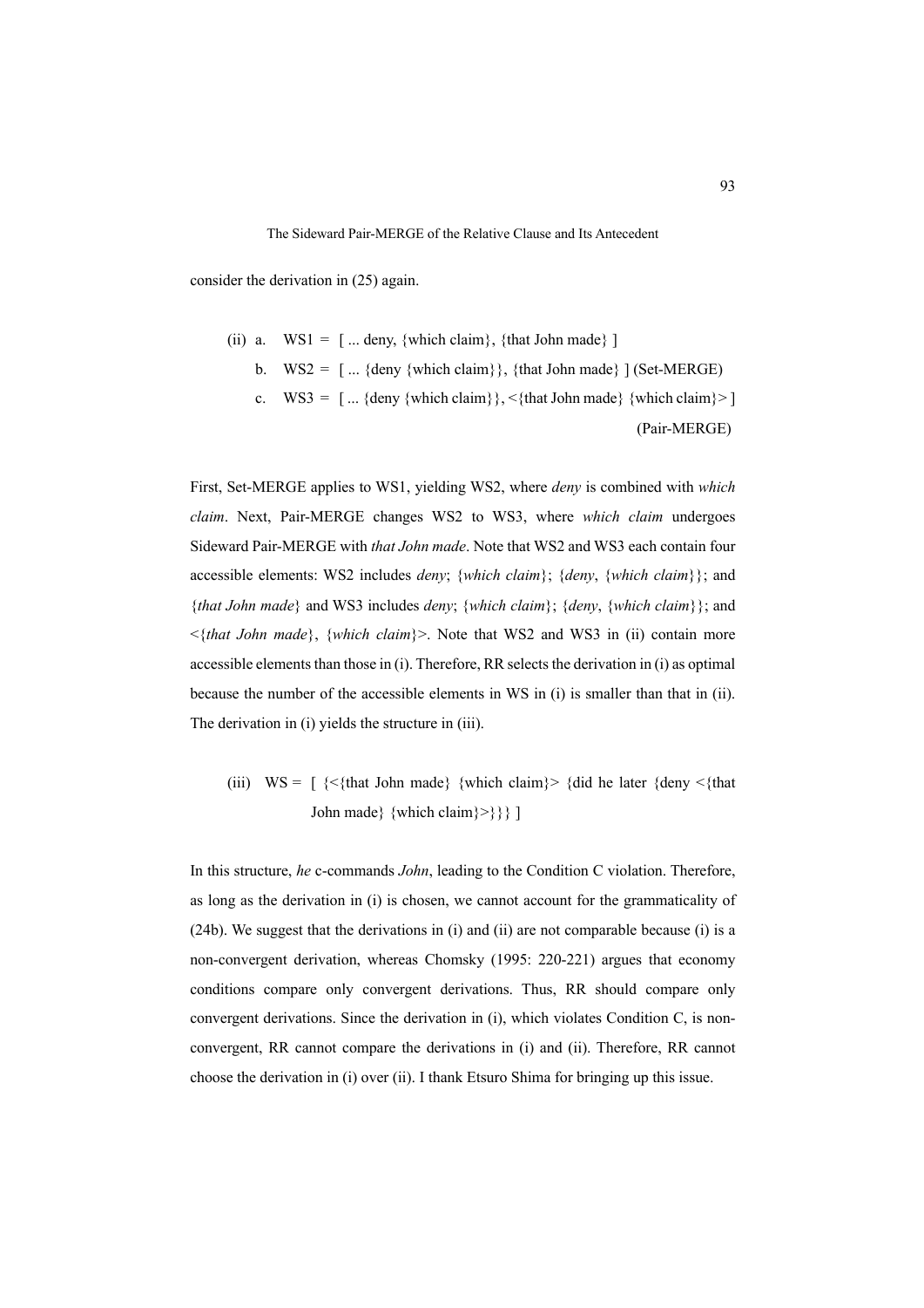consider the derivation in (25) again.

(ii) a. WS1 = [ ... deny, {which claim}, {that John made} ]

b. WS2 = [ ... {deny {which claim}}, {that John made} ] (Set-MERGE)

c. WS3 = [ ... {deny {which claim}}, <{that John made} {which claim}> ] (Pair-MERGE)

First, Set-MERGE applies to WS1, yielding WS2, where *deny* is combined with *which claim*. Next, Pair-MERGE changes WS2 to WS3, where *which claim* undergoes Sideward Pair-MERGE with *that John made*. Note that WS2 and WS3 each contain four accessible elements: WS2 includes *deny*; {*which claim*}; {*deny*, {*which claim*}}; and {*that John made*} and WS3 includes *deny*; {*which claim*}; {*deny*, {*which claim*}}; and <{*that John made*}, {*which claim*}>. Note that WS2 and WS3 in (ii) contain more accessible elements than those in (i). Therefore, RR selects the derivation in (i) as optimal because the number of the accessible elements in WS in (i) is smaller than that in (ii). The derivation in (i) yields the structure in (iii).

(iii) WS = [ {<{that John made} {which claim}> {did he later {deny <{that John made} {which claim}>}}} ]

In this structure, *he* c-commands *John*, leading to the Condition C violation. Therefore, as long as the derivation in (i) is chosen, we cannot account for the grammaticality of (24b). We suggest that the derivations in (i) and (ii) are not comparable because (i) is a non-convergent derivation, whereas Chomsky (1995: 220-221) argues that economy conditions compare only convergent derivations. Thus, RR should compare only convergent derivations. Since the derivation in (i), which violates Condition C, is non-convergent, RR cannot compare the derivations in (i) and (ii). Therefore, RR cannot choose the derivation in (i) over (ii). I thank Etsuro Shima for bringing up this issue.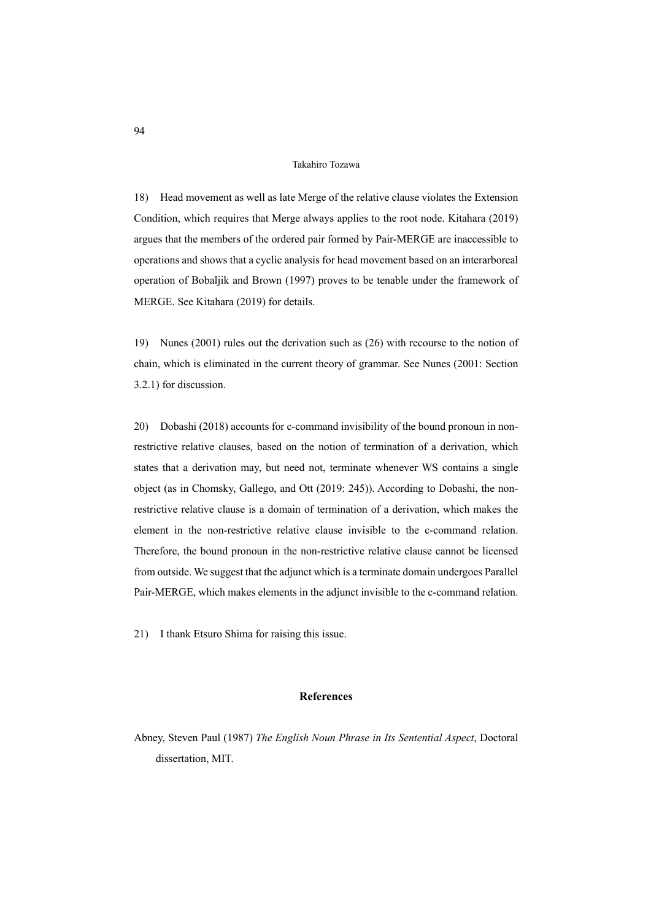18) Head movement as well as late Merge of the relative clause violates the Extension Condition, which requires that Merge always applies to the root node. Kitahara (2019) argues that the members of the ordered pair formed by Pair-MERGE are inaccessible to operations and shows that a cyclic analysis for head movement based on an interarboreal operation of Bobaljik and Brown (1997) proves to be tenable under the framework of MERGE. See Kitahara (2019) for details.

19) Nunes (2001) rules out the derivation such as (26) with recourse to the notion of chain, which is eliminated in the current theory of grammar. See Nunes (2001: Section 3.2.1) for discussion.

20) Dobashi (2018) accounts for c-command invisibility of the bound pronoun in non-restrictive relative clauses, based on the notion of termination of a derivation, which states that a derivation may, but need not, terminate whenever WS contains a single object (as in Chomsky, Gallego, and Ott (2019: 245)). According to Dobashi, the non-restrictive relative clause is a domain of termination of a derivation, which makes the element in the non-restrictive relative clause invisible to the c-command relation. Therefore, the bound pronoun in the non-restrictive relative clause cannot be licensed from outside. We suggest that the adjunct which is a terminate domain undergoes Parallel Pair-MERGE, which makes elements in the adjunct invisible to the c-command relation.

21) I thank Etsuro Shima for raising this issue.

## References

Abney, Steven Paul (1987) *The English Noun Phrase in Its Sentential Aspect*, Doctoral dissertation, MIT.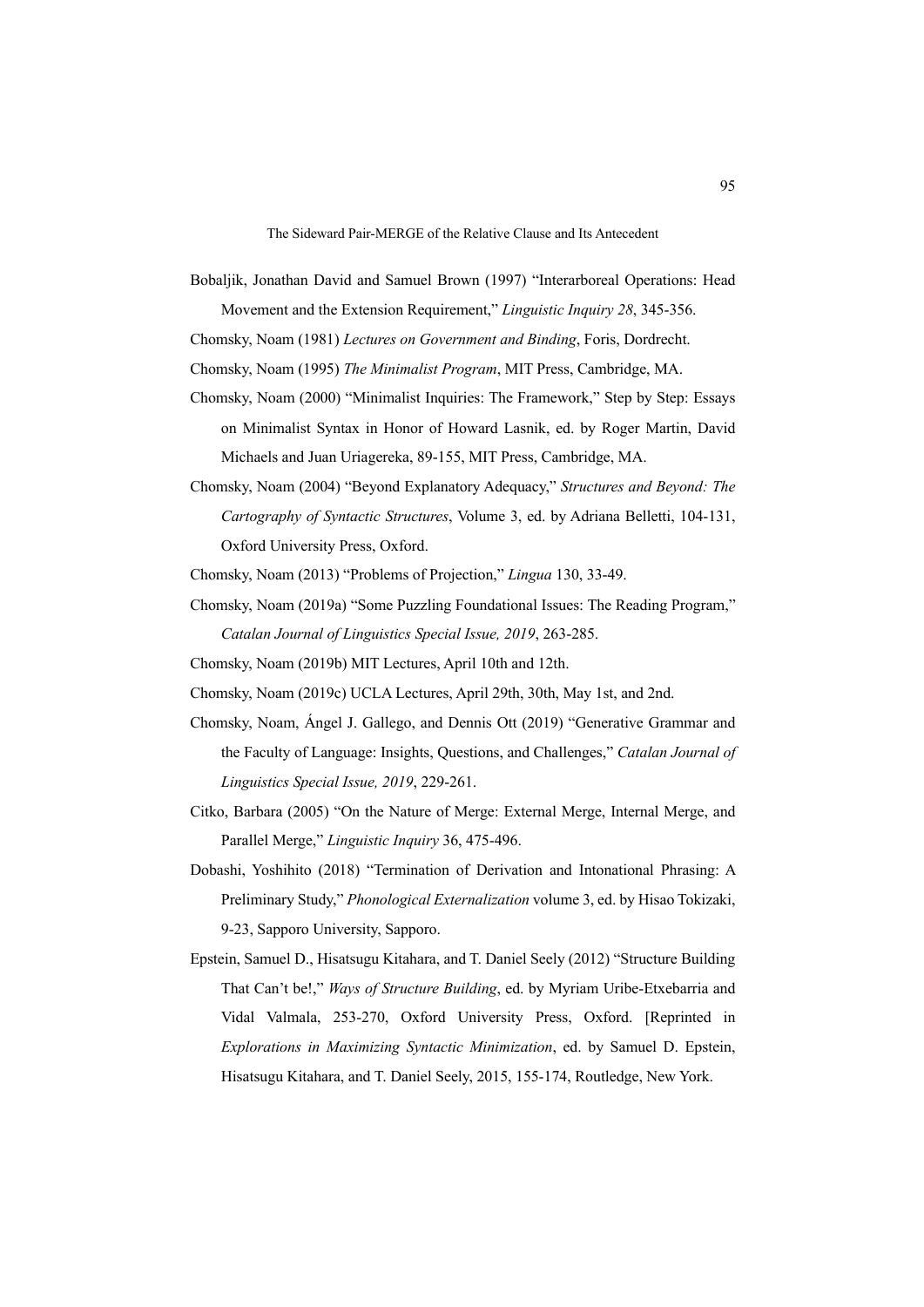Bobaljik, Jonathan David and Samuel Brown (1997) "Interarboreal Operations: Head Movement and the Extension Requirement," *Linguistic Inquiry 28*, 345-356.

Chomsky, Noam (1981) *Lectures on Government and Binding*, Foris, Dordrecht.

Chomsky, Noam (1995) *The Minimalist Program*, MIT Press, Cambridge, MA.

Chomsky, Noam (2000) "Minimalist Inquiries: The Framework," Step by Step: Essays on Minimalist Syntax in Honor of Howard Lasnik, ed. by Roger Martin, David Michaels and Juan Uriagereka, 89-155, MIT Press, Cambridge, MA.

Chomsky, Noam (2004) "Beyond Explanatory Adequacy," *Structures and Beyond: The Cartography of Syntactic Structures*, Volume 3, ed. by Adriana Belletti, 104-131, Oxford University Press, Oxford.

Chomsky, Noam (2013) "Problems of Projection," *Lingua* 130, 33-49.

Chomsky, Noam (2019a) "Some Puzzling Foundational Issues: The Reading Program," *Catalan Journal of Linguistics Special Issue, 2019*, 263-285.

Chomsky, Noam (2019b) MIT Lectures, April 10th and 12th.

Chomsky, Noam (2019c) UCLA Lectures, April 29th, 30th, May 1st, and 2nd.

Chomsky, Noam, Ángel J. Gallego, and Dennis Ott (2019) "Generative Grammar and the Faculty of Language: Insights, Questions, and Challenges," *Catalan Journal of Linguistics Special Issue, 2019*, 229-261.

Citko, Barbara (2005) "On the Nature of Merge: External Merge, Internal Merge, and Parallel Merge," *Linguistic Inquiry* 36, 475-496.

Dobashi, Yoshihito (2018) "Termination of Derivation and Intonational Phrasing: A Preliminary Study," *Phonological Externalization* volume 3, ed. by Hisao Tokizaki, 9-23, Sapporo University, Sapporo.

Epstein, Samuel D., Hisatsugu Kitahara, and T. Daniel Seely (2012) "Structure Building That Can't be!," *Ways of Structure Building*, ed. by Myriam Uribe-Etxebarria and Vidal Valmala, 253-270, Oxford University Press, Oxford. [Reprinted in *Explorations in Maximizing Syntactic Minimization*, ed. by Samuel D. Epstein, Hisatsugu Kitahara, and T. Daniel Seely, 2015, 155-174, Routledge, New York.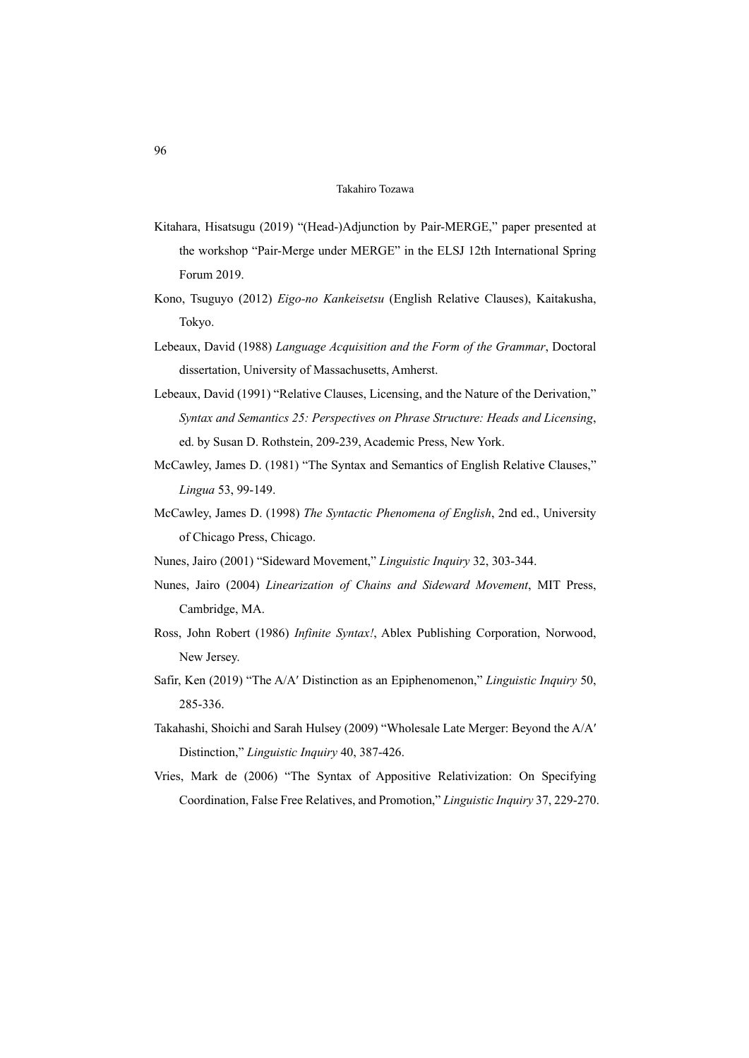Kitahara, Hisatsugu (2019) "(Head-)Adjunction by Pair-MERGE," paper presented at the workshop "Pair-Merge under MERGE" in the ELSJ 12th International Spring Forum 2019.

Kono, Tsuguyo (2012) *Eigo-no Kankeisetsu* (English Relative Clauses), Kaitakusha, Tokyo.

Lebeaux, David (1988) *Language Acquisition and the Form of the Grammar*, Doctoral dissertation, University of Massachusetts, Amherst.

Lebeaux, David (1991) "Relative Clauses, Licensing, and the Nature of the Derivation," *Syntax and Semantics 25: Perspectives on Phrase Structure: Heads and Licensing*, ed. by Susan D. Rothstein, 209-239, Academic Press, New York.

McCawley, James D. (1981) "The Syntax and Semantics of English Relative Clauses," *Lingua* 53, 99-149.

McCawley, James D. (1998) *The Syntactic Phenomena of English*, 2nd ed., University of Chicago Press, Chicago.

Nunes, Jairo (2001) "Sideward Movement," *Linguistic Inquiry* 32, 303-344.

Nunes, Jairo (2004) *Linearization of Chains and Sideward Movement*, MIT Press, Cambridge, MA.

Ross, John Robert (1986) *Infinite Syntax!*, Ablex Publishing Corporation, Norwood, New Jersey.

Safir, Ken (2019) "The A/A′ Distinction as an Epiphenomenon," *Linguistic Inquiry* 50, 285-336.

Takahashi, Shoichi and Sarah Hulsey (2009) "Wholesale Late Merger: Beyond the A/A′ Distinction," *Linguistic Inquiry* 40, 387-426.

Vries, Mark de (2006) "The Syntax of Appositive Relativization: On Specifying Coordination, False Free Relatives, and Promotion," *Linguistic Inquiry* 37, 229-270.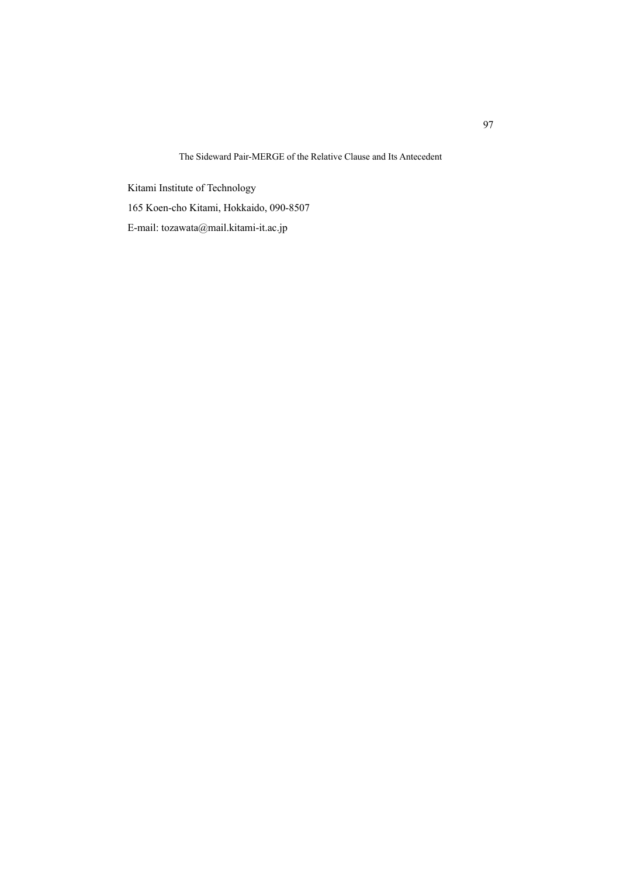The Sideward Pair-MERGE of the Relative Clause and Its Antecedent

Kitami Institute of Technology

165 Koen-cho Kitami, Hokkaido, 090-8507

E-mail: tozawata@mail.kitami-it.ac.jp